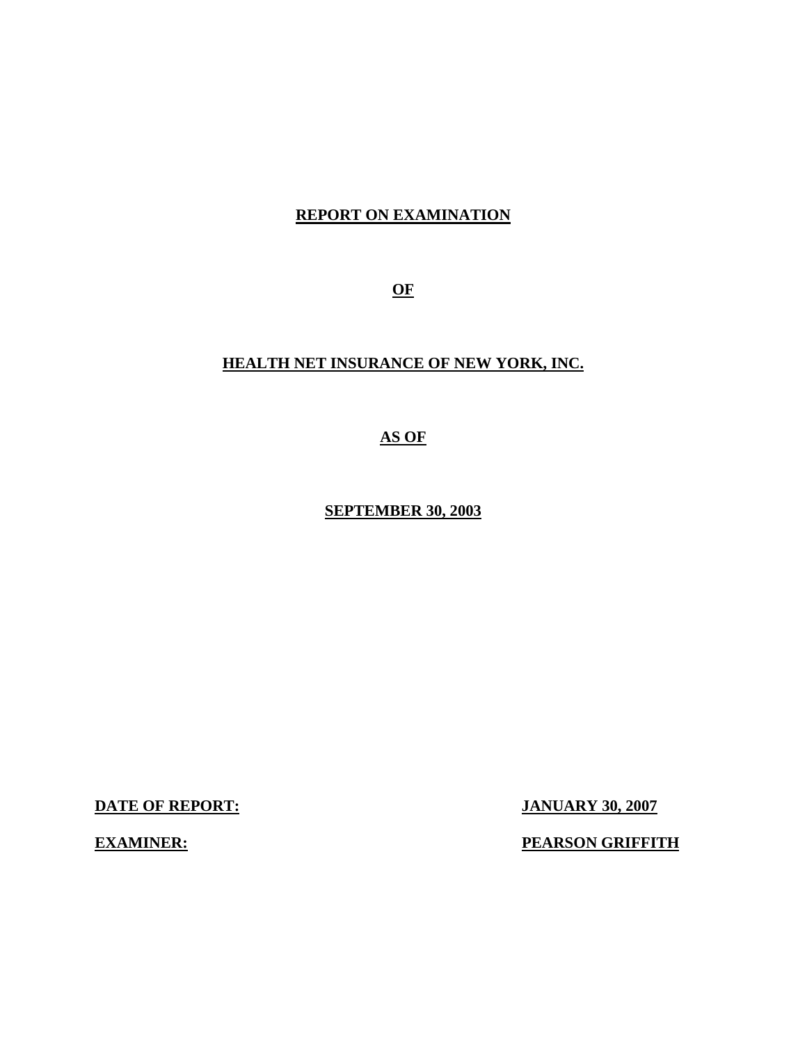# REPORT ON EXAMINATION

# OF

# HEALTH NET INSURANCE OF NEW YORK, INC.

# AS OF

# SEPTEMBER 30, 2003

**DATE OF REPORT:** **JANUARY 30, 2007**

**EXAMINER:** **PEARSON GRIFFITH**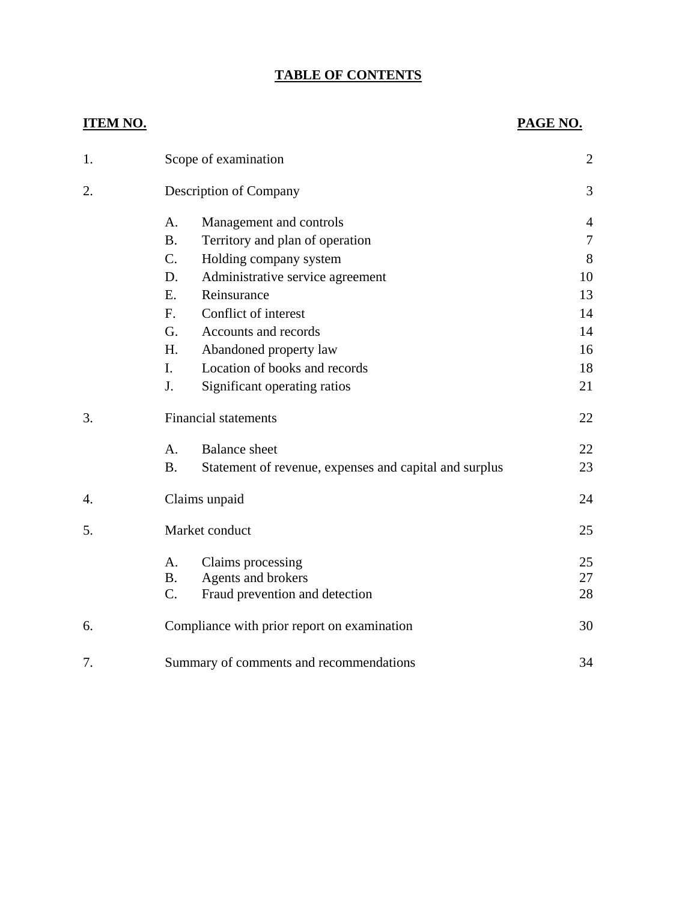# TABLE OF CONTENTS

| ITEM NO. | | | PAGE NO. |
|---|---|---|---|
| 1. | Scope of examination | | 2 |
| 2. | Description of Company | | 3 |
| | A. | Management and controls | 4 |
| | B. | Territory and plan of operation | 7 |
| | C. | Holding company system | 8 |
| | D. | Administrative service agreement | 10 |
| | E. | Reinsurance | 13 |
| | F. | Conflict of interest | 14 |
| | G. | Accounts and records | 14 |
| | H. | Abandoned property law | 16 |
| | I. | Location of books and records | 18 |
| | J. | Significant operating ratios | 21 |
| 3. | Financial statements | | 22 |
| | A. | Balance sheet | 22 |
| | B. | Statement of revenue, expenses and capital and surplus | 23 |
| 4. | Claims unpaid | | 24 |
| 5. | Market conduct | | 25 |
| | A. | Claims processing | 25 |
| | B. | Agents and brokers | 27 |
| | C. | Fraud prevention and detection | 28 |
| 6. | Compliance with prior report on examination | | 30 |
| 7. | Summary of comments and recommendations | | 34 |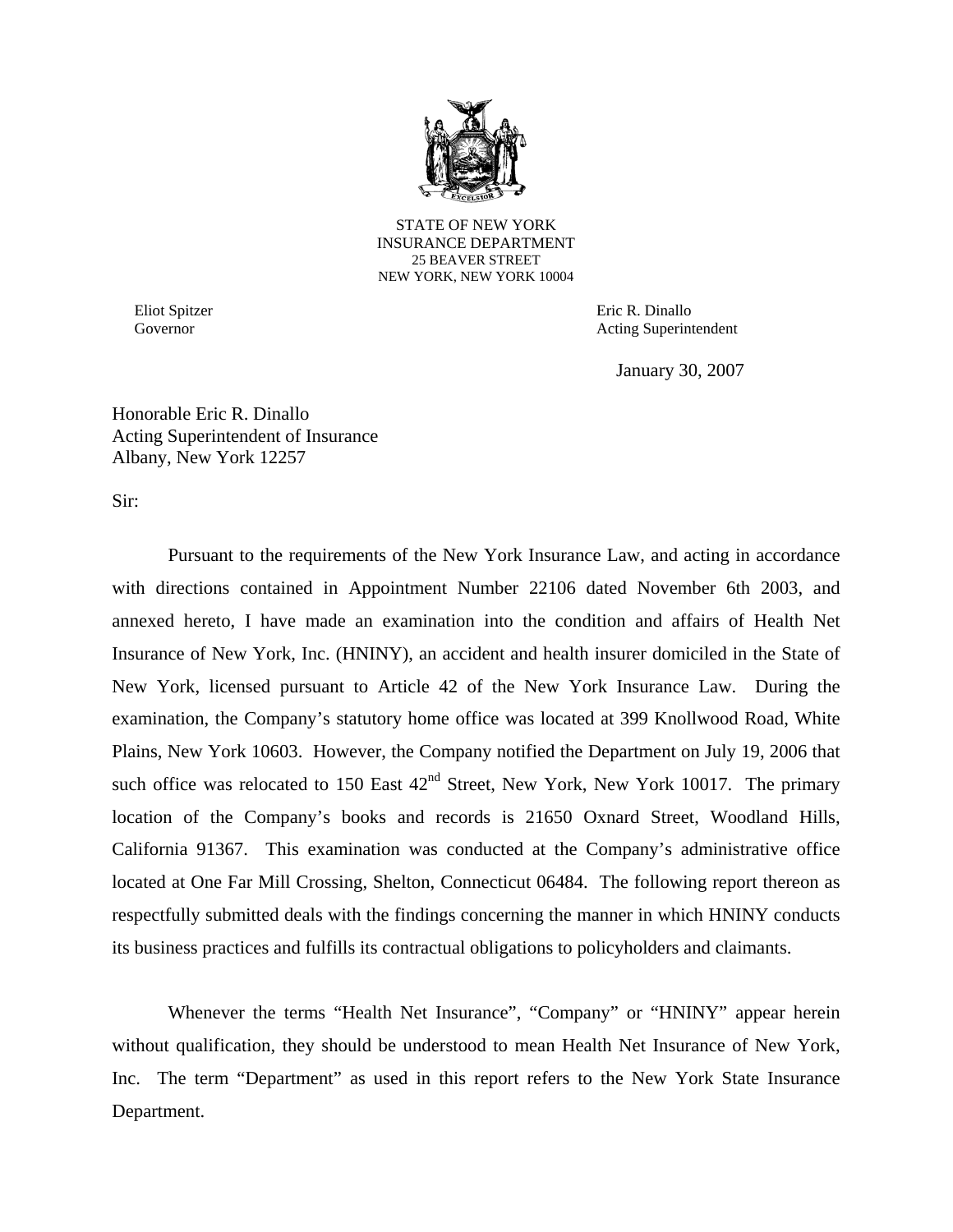STATE OF NEW YORK
INSURANCE DEPARTMENT
25 BEAVER STREET
NEW YORK, NEW YORK 10004

Eliot Spitzer
Governor

Eric R. Dinallo
Acting Superintendent

January 30, 2007

Honorable Eric R. Dinallo
Acting Superintendent of Insurance
Albany, New York 12257

Sir:

Pursuant to the requirements of the New York Insurance Law, and acting in accordance with directions contained in Appointment Number 22106 dated November 6th 2003, and annexed hereto, I have made an examination into the condition and affairs of Health Net Insurance of New York, Inc. (HNINY), an accident and health insurer domiciled in the State of New York, licensed pursuant to Article 42 of the New York Insurance Law. During the examination, the Company's statutory home office was located at 399 Knollwood Road, White Plains, New York 10603. However, the Company notified the Department on July 19, 2006 that such office was relocated to 150 East 42nd Street, New York, New York 10017. The primary location of the Company's books and records is 21650 Oxnard Street, Woodland Hills, California 91367. This examination was conducted at the Company's administrative office located at One Far Mill Crossing, Shelton, Connecticut 06484. The following report thereon as respectfully submitted deals with the findings concerning the manner in which HNINY conducts its business practices and fulfills its contractual obligations to policyholders and claimants.

Whenever the terms "Health Net Insurance", "Company" or "HNINY" appear herein without qualification, they should be understood to mean Health Net Insurance of New York, Inc. The term "Department" as used in this report refers to the New York State Insurance Department.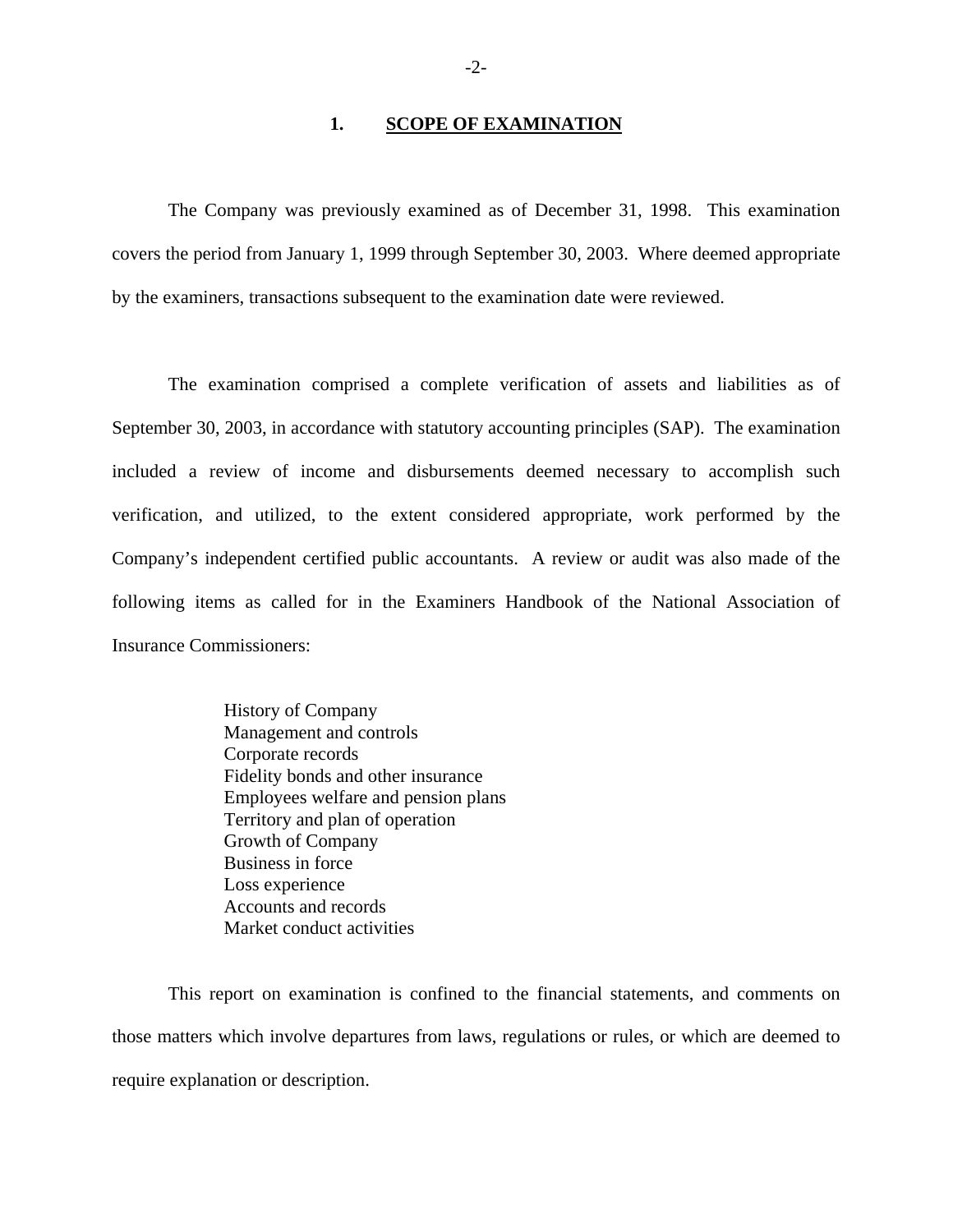## 1. SCOPE OF EXAMINATION

The Company was previously examined as of December 31, 1998. This examination covers the period from January 1, 1999 through September 30, 2003. Where deemed appropriate by the examiners, transactions subsequent to the examination date were reviewed.

The examination comprised a complete verification of assets and liabilities as of September 30, 2003, in accordance with statutory accounting principles (SAP). The examination included a review of income and disbursements deemed necessary to accomplish such verification, and utilized, to the extent considered appropriate, work performed by the Company's independent certified public accountants. A review or audit was also made of the following items as called for in the Examiners Handbook of the National Association of Insurance Commissioners:

- History of Company
- Management and controls
- Corporate records
- Fidelity bonds and other insurance
- Employees welfare and pension plans
- Territory and plan of operation
- Growth of Company
- Business in force
- Loss experience
- Accounts and records
- Market conduct activities

This report on examination is confined to the financial statements, and comments on those matters which involve departures from laws, regulations or rules, or which are deemed to require explanation or description.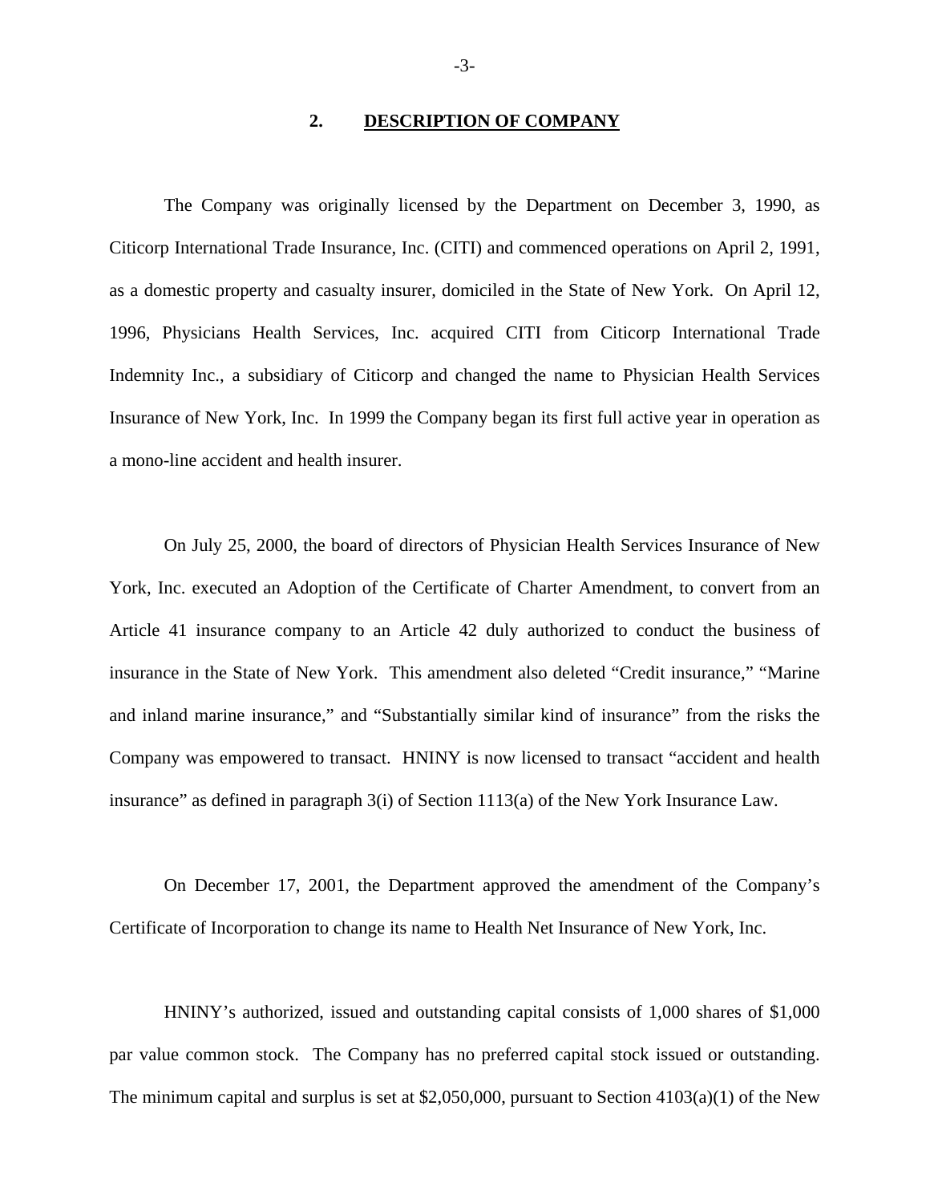## 2. DESCRIPTION OF COMPANY

The Company was originally licensed by the Department on December 3, 1990, as Citicorp International Trade Insurance, Inc. (CITI) and commenced operations on April 2, 1991, as a domestic property and casualty insurer, domiciled in the State of New York. On April 12, 1996, Physicians Health Services, Inc. acquired CITI from Citicorp International Trade Indemnity Inc., a subsidiary of Citicorp and changed the name to Physician Health Services Insurance of New York, Inc. In 1999 the Company began its first full active year in operation as a mono-line accident and health insurer.

On July 25, 2000, the board of directors of Physician Health Services Insurance of New York, Inc. executed an Adoption of the Certificate of Charter Amendment, to convert from an Article 41 insurance company to an Article 42 duly authorized to conduct the business of insurance in the State of New York. This amendment also deleted "Credit insurance," "Marine and inland marine insurance," and "Substantially similar kind of insurance" from the risks the Company was empowered to transact. HNINY is now licensed to transact "accident and health insurance" as defined in paragraph 3(i) of Section 1113(a) of the New York Insurance Law.

On December 17, 2001, the Department approved the amendment of the Company's Certificate of Incorporation to change its name to Health Net Insurance of New York, Inc.

HNINY's authorized, issued and outstanding capital consists of 1,000 shares of $1,000 par value common stock. The Company has no preferred capital stock issued or outstanding. The minimum capital and surplus is set at $2,050,000, pursuant to Section 4103(a)(1) of the New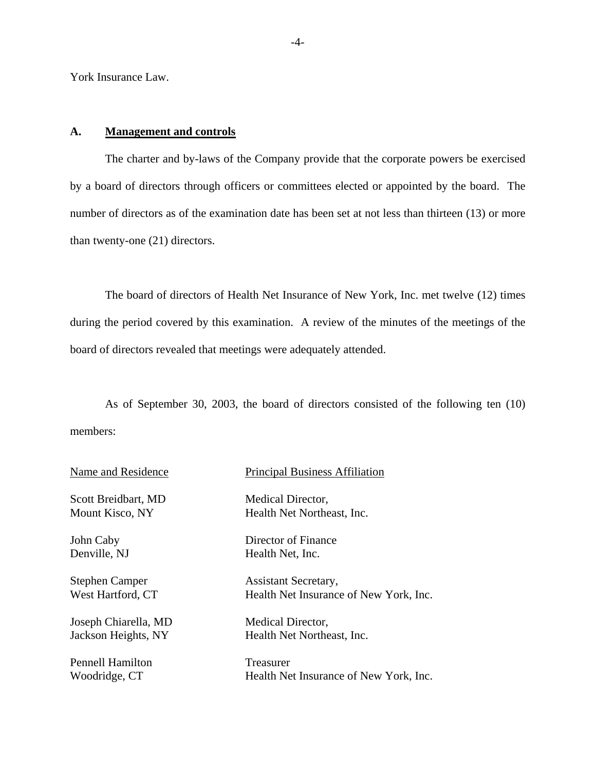York Insurance Law.

## A. Management and controls

The charter and by-laws of the Company provide that the corporate powers be exercised by a board of directors through officers or committees elected or appointed by the board. The number of directors as of the examination date has been set at not less than thirteen (13) or more than twenty-one (21) directors.

The board of directors of Health Net Insurance of New York, Inc. met twelve (12) times during the period covered by this examination. A review of the minutes of the meetings of the board of directors revealed that meetings were adequately attended.

As of September 30, 2003, the board of directors consisted of the following ten (10) members:

| Name and Residence | Principal Business Affiliation |
| --- | --- |
| Scott Breidbart, MD<br>Mount Kisco, NY | Medical Director,<br>Health Net Northeast, Inc. |
| John Caby<br>Denville, NJ | Director of Finance<br>Health Net, Inc. |
| Stephen Camper<br>West Hartford, CT | Assistant Secretary,<br>Health Net Insurance of New York, Inc. |
| Joseph Chiarella, MD<br>Jackson Heights, NY | Medical Director,<br>Health Net Northeast, Inc. |
| Pennell Hamilton<br>Woodridge, CT | Treasurer<br>Health Net Insurance of New York, Inc. |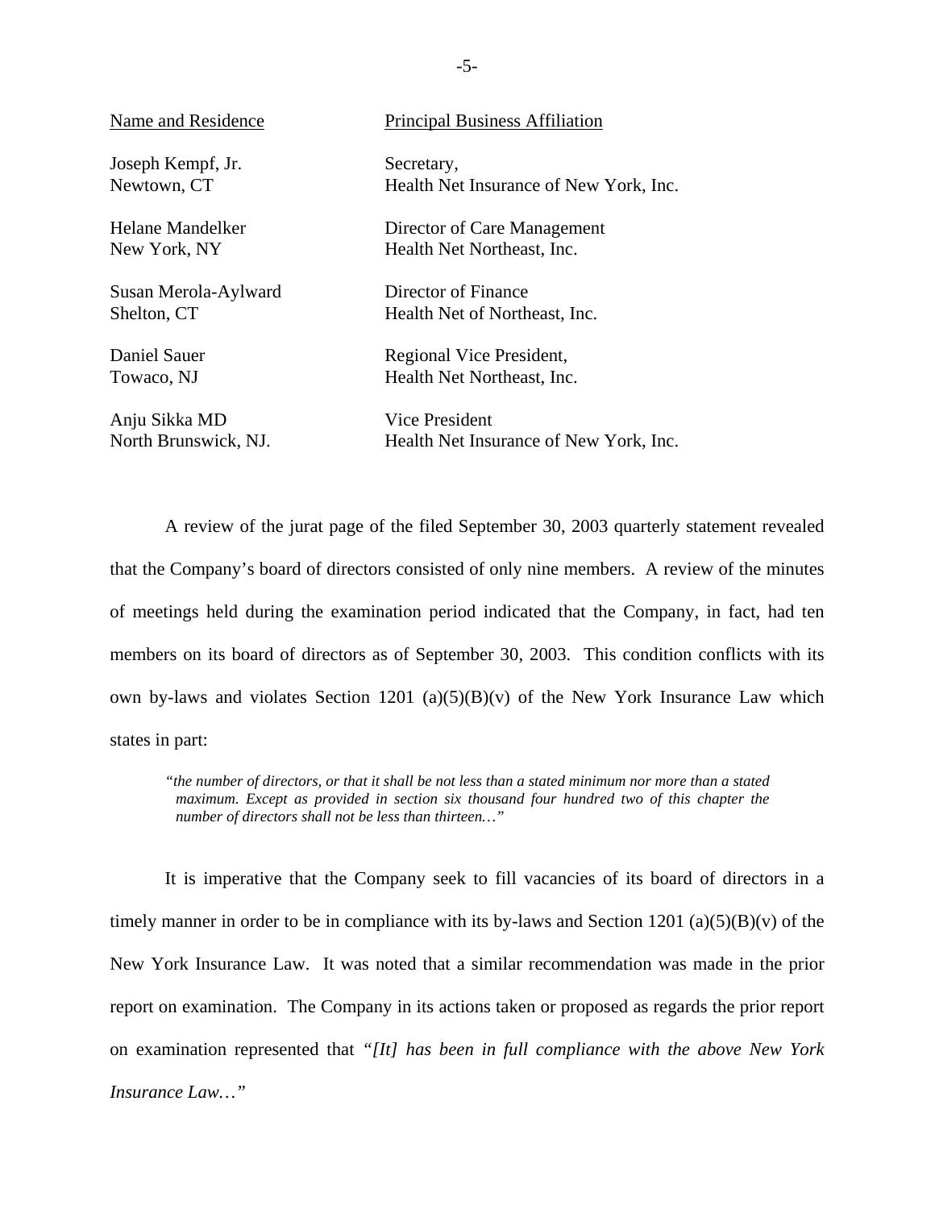| Name and Residence | Principal Business Affiliation |
|---|---|
| Joseph Kempf, Jr.<br>Newtown, CT | Secretary,<br>Health Net Insurance of New York, Inc. |
| Helane Mandelker<br>New York, NY | Director of Care Management<br>Health Net Northeast, Inc. |
| Susan Merola-Aylward<br>Shelton, CT | Director of Finance<br>Health Net of Northeast, Inc. |
| Daniel Sauer<br>Towaco, NJ | Regional Vice President,<br>Health Net Northeast, Inc. |
| Anju Sikka MD<br>North Brunswick, NJ. | Vice President<br>Health Net Insurance of New York, Inc. |

A review of the jurat page of the filed September 30, 2003 quarterly statement revealed that the Company's board of directors consisted of only nine members. A review of the minutes of meetings held during the examination period indicated that the Company, in fact, had ten members on its board of directors as of September 30, 2003. This condition conflicts with its own by-laws and violates Section 1201 (a)(5)(B)(v) of the New York Insurance Law which states in part:

> *"the number of directors, or that it shall be not less than a stated minimum nor more than a stated maximum. Except as provided in section six thousand four hundred two of this chapter the number of directors shall not be less than thirteen…"*

It is imperative that the Company seek to fill vacancies of its board of directors in a timely manner in order to be in compliance with its by-laws and Section 1201 (a)(5)(B)(v) of the New York Insurance Law. It was noted that a similar recommendation was made in the prior report on examination. The Company in its actions taken or proposed as regards the prior report on examination represented that *"[It] has been in full compliance with the above New York Insurance Law…"*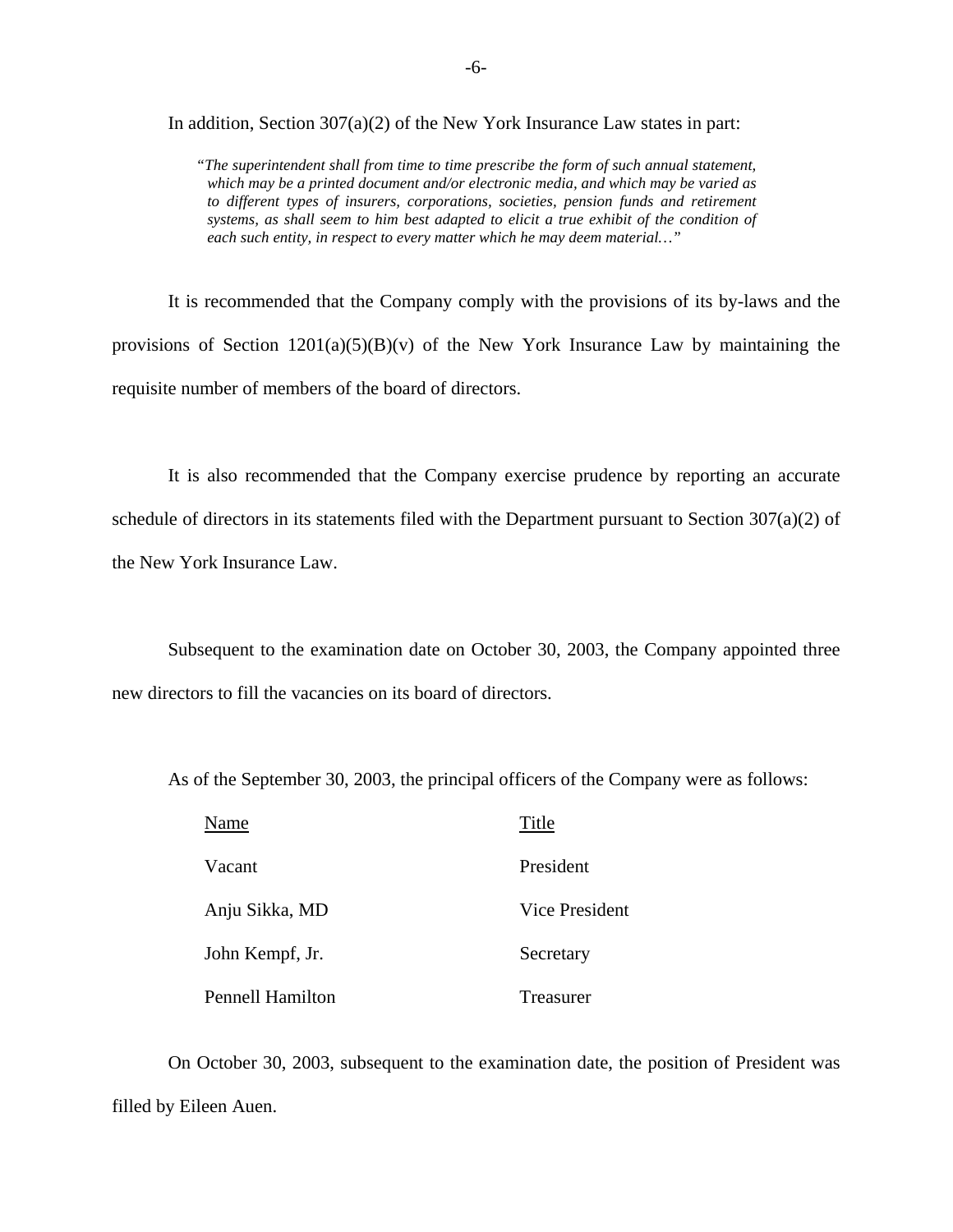In addition, Section 307(a)(2) of the New York Insurance Law states in part:

> *"The superintendent shall from time to time prescribe the form of such annual statement, which may be a printed document and/or electronic media, and which may be varied as to different types of insurers, corporations, societies, pension funds and retirement systems, as shall seem to him best adapted to elicit a true exhibit of the condition of each such entity, in respect to every matter which he may deem material…"*

It is recommended that the Company comply with the provisions of its by-laws and the provisions of Section 1201(a)(5)(B)(v) of the New York Insurance Law by maintaining the requisite number of members of the board of directors.

It is also recommended that the Company exercise prudence by reporting an accurate schedule of directors in its statements filed with the Department pursuant to Section 307(a)(2) of the New York Insurance Law.

Subsequent to the examination date on October 30, 2003, the Company appointed three new directors to fill the vacancies on its board of directors.

As of the September 30, 2003, the principal officers of the Company were as follows:

| Name | Title |
|---|---|
| Vacant | President |
| Anju Sikka, MD | Vice President |
| John Kempf, Jr. | Secretary |
| Pennell Hamilton | Treasurer |

On October 30, 2003, subsequent to the examination date, the position of President was filled by Eileen Auen.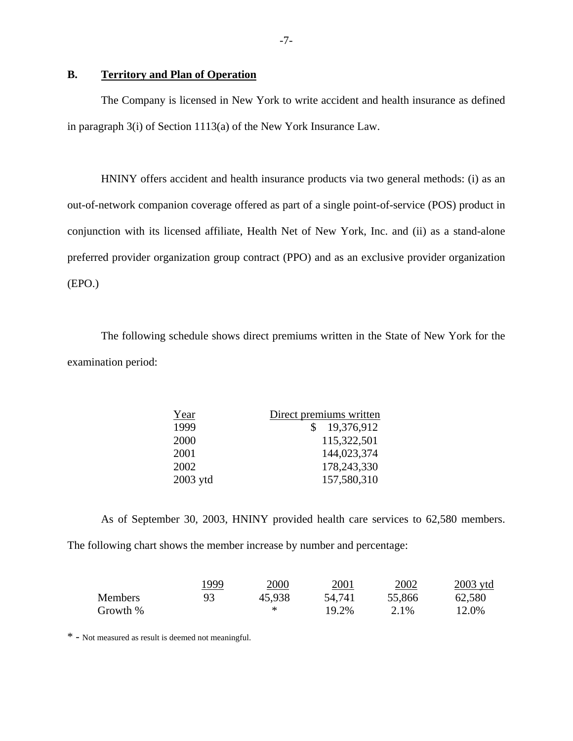## B. <u>Territory and Plan of Operation</u>

The Company is licensed in New York to write accident and health insurance as defined in paragraph 3(i) of Section 1113(a) of the New York Insurance Law.

HNINY offers accident and health insurance products via two general methods: (i) as an out-of-network companion coverage offered as part of a single point-of-service (POS) product in conjunction with its licensed affiliate, Health Net of New York, Inc. and (ii) as a stand-alone preferred provider organization group contract (PPO) and as an exclusive provider organization (EPO.)

The following schedule shows direct premiums written in the State of New York for the examination period:

| Year | Direct premiums written |
|---|---|
| 1999 | $ 19,376,912 |
| 2000 | 115,322,501 |
| 2001 | 144,023,374 |
| 2002 | 178,243,330 |
| 2003 ytd | 157,580,310 |

As of September 30, 2003, HNINY provided health care services to 62,580 members. The following chart shows the member increase by number and percentage:

| | 1999 | 2000 | 2001 | 2002 | 2003 ytd |
|---|---|---|---|---|---|
| Members | 93 | 45,938 | 54,741 | 55,866 | 62,580 |
| Growth % | | * | 19.2% | 2.1% | 12.0% |

* - Not measured as result is deemed not meaningful.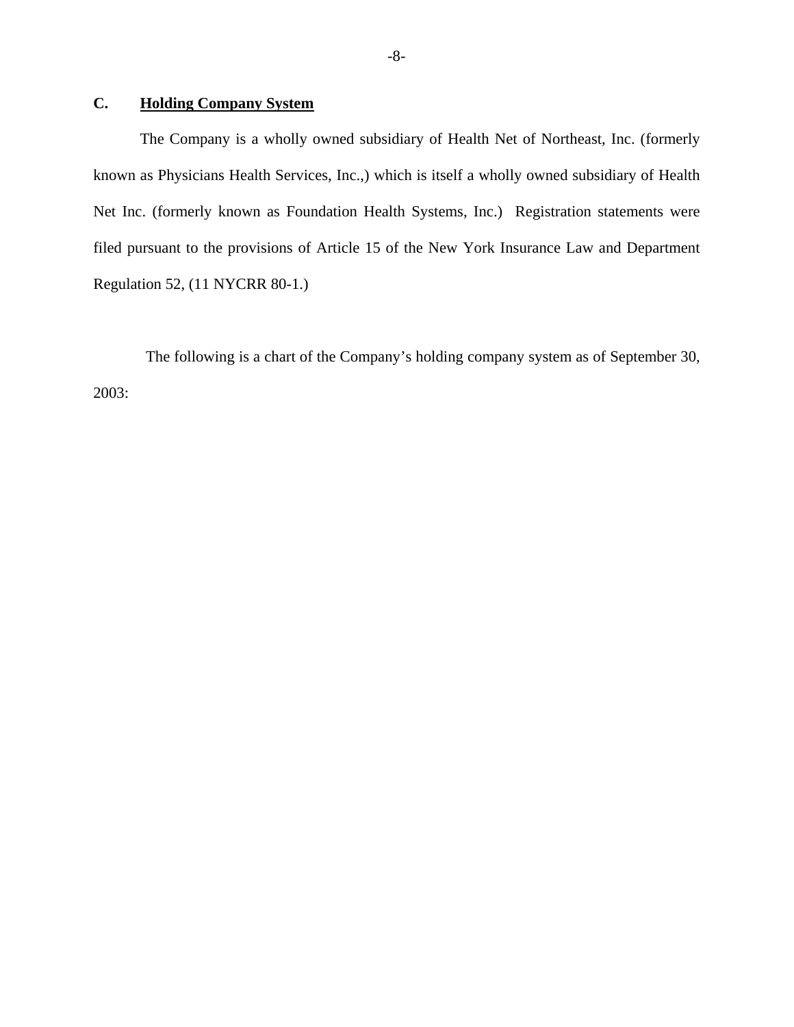## C. Holding Company System

The Company is a wholly owned subsidiary of Health Net of Northeast, Inc. (formerly known as Physicians Health Services, Inc.,) which is itself a wholly owned subsidiary of Health Net Inc. (formerly known as Foundation Health Systems, Inc.) Registration statements were filed pursuant to the provisions of Article 15 of the New York Insurance Law and Department Regulation 52, (11 NYCRR 80-1.)

The following is a chart of the Company's holding company system as of September 30, 2003: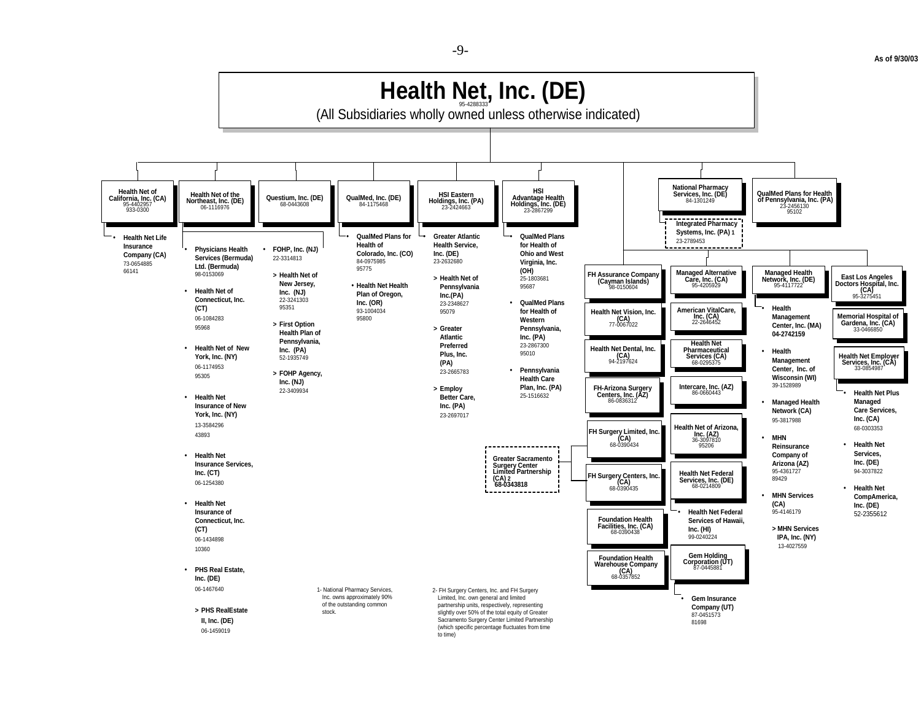As of 9/30/03

# Health Net, Inc. (DE)

95-4288333

(All Subsidiaries wholly owned unless otherwise indicated)

## Health Net of California, Inc. (CA)
95-4402957
933-0300

- Health Net Life Insurance Company (CA)
  73-0654885
  66141

## Health Net of the Northeast, Inc. (DE)
06-1116976

- Physicians Health Services (Bermuda) Ltd. (Bermuda)
  98-0153069
- Health Net of Connecticut, Inc. (CT)
  06-1084283
  95968
- Health Net of New York, Inc. (NY)
  06-1174953
  95305
- Health Net Insurance of New York, Inc. (NY)
  13-3584296
  43893
- Health Net Insurance Services, Inc. (CT)
  06-1254380
- Health Net Insurance of Connecticut, Inc. (CT)
  06-1434898
  10360
- PHS Real Estate, Inc. (DE)
  06-1467640
  - > PHS RealEstate II, Inc. (DE)
    06-1459019

## Questium, Inc. (DE)
68-0443608

- FOHP, Inc. (NJ)
  22-3314813
  - > Health Net of New Jersey, Inc. (NJ)
    22-3241303
    95351
  - > First Option Health Plan of Pennsylvania, Inc. (PA)
    52-1935749
  - > FOHP Agency, Inc. (NJ)
    22-3409934

## QualMed, Inc. (DE)
84-1175468

- QualMed Plans for Health of Colorado, Inc. (CO)
  84-0975985
  95775
- Health Net Health Plan of Oregon, Inc. (OR)
  93-1004034
  95800

## HSI Eastern Holdings, Inc. (PA)
23-2424663

- Greater Atlantic Health Service, Inc. (DE)
  23-2632680
  - > Health Net of Pennsylvania Inc.(PA)
    23-2348627
    95079
  - > Greater Atlantic Preferred Plus, Inc. (PA)
    23-2665783
  - > Employ Better Care, Inc. (PA)
    23-2697017

## HSI Advantage Health Holdings, Inc. (DE)
23-2867299

- QualMed Plans for Health of Ohio and West Virginia, Inc. (OH)
  25-1803681
  95687
- QualMed Plans for Health of Western Pennsylvania, Inc. (PA)
  23-2867300
  95010
- Pennsylvania Health Care Plan, Inc. (PA)
  25-1516632

## Other direct subsidiaries

- FH Assurance Company (Cayman Islands)
  98-0150604
- Health Net Vision, Inc. (CA)
  77-0067022
- Health Net Dental, Inc. (CA)
  94-2197624
- FH-Arizona Surgery Centers, Inc. (AZ)
  86-0836312
- FH Surgery Limited, Inc. (CA)
  68-0390434
- FH Surgery Centers, Inc. (CA)
  68-0390435
  - Greater Sacramento Surgery Center Limited Partnership (CA) 2
    68-0343818
- Foundation Health Facilities, Inc. (CA)
  68-0390438
- Foundation Health Warehouse Company (CA)
  68-0357852
- Managed Alternative Care, Inc. (CA)
  95-4205929
- American VitalCare, Inc. (CA)
  22-2646452
- Health Net Pharmaceutical Services (CA)
  68-0295375
- Intercare, Inc. (AZ)
  86-0660443
- Health Net of Arizona, Inc. (AZ)
  36-3097810
  95206
- Health Net Federal Services, Inc. (DE)
  68-0214809
  - Health Net Federal Services of Hawaii, Inc. (HI)
    99-0240224
- Gem Holding Corporation (UT)
  87-0445881
  - Gem Insurance Company (UT)
    87-0451573
    81698

## National Pharmacy Services, Inc. (DE)
84-1301249

- Integrated Pharmacy Systems, Inc. (PA) 1
  23-2789453

## QualMed Plans for Health of Pennsylvania, Inc. (PA)
23-2456130
95102

## Managed Health Network, Inc. (DE)
95-4117722

- Health Management Center, Inc. (MA)
  04-2742159
- Health Management Center, Inc. of Wisconsin (WI)
  39-1528989
- Managed Health Network (CA)
  95-3817988
- MHN Reinsurance Company of Arizona (AZ)
  95-4361727
  89429
- MHN Services (CA)
  95-4146179
  - > MHN Services IPA, Inc. (NY)
    13-4027559

## East Los Angeles Doctors Hospital, Inc. (CA)
95-3275451

## Memorial Hospital of Gardena, Inc. (CA)
33-0466850

## Health Net Employer Services, Inc. (CA)
33-0854987

- Health Net Plus Managed Care Services, Inc. (CA)
  68-0303353
- Health Net Services, Inc. (DE)
  94-3037822
- Health Net CompAmerica, Inc. (DE)
  52-2355612

---

1- National Pharmacy Services, Inc. owns approximately 90% of the outstanding common stock.

2- FH Surgery Centers, Inc. and FH Surgery Limited, Inc. own general and limited partnership units, respectively, representing slightly over 50% of the total equity of Greater Sacramento Surgery Center Limited Partnership (which specific percentage fluctuates from time to time)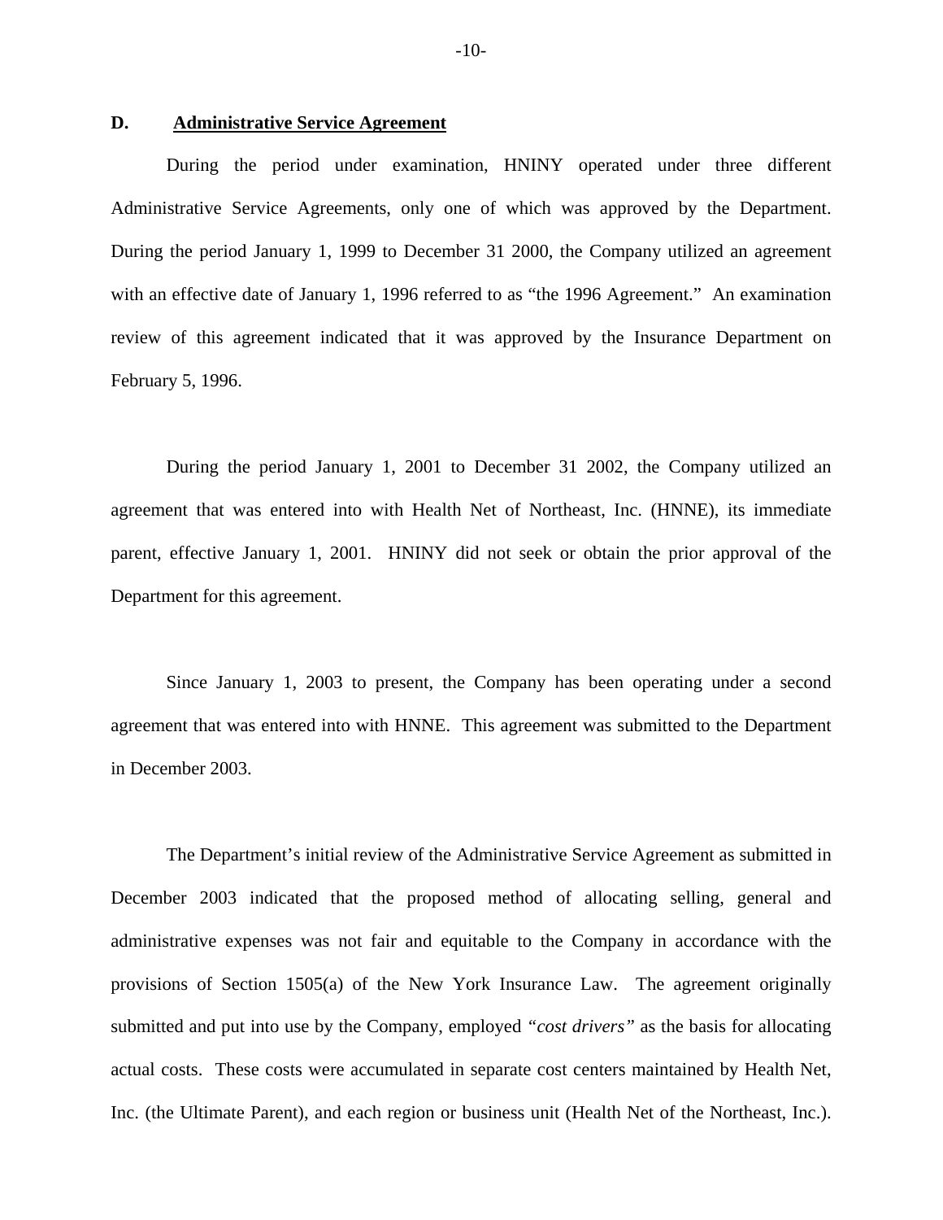## D. **Administrative Service Agreement**

During the period under examination, HNINY operated under three different Administrative Service Agreements, only one of which was approved by the Department. During the period January 1, 1999 to December 31 2000, the Company utilized an agreement with an effective date of January 1, 1996 referred to as "the 1996 Agreement." An examination review of this agreement indicated that it was approved by the Insurance Department on February 5, 1996.

During the period January 1, 2001 to December 31 2002, the Company utilized an agreement that was entered into with Health Net of Northeast, Inc. (HNNE), its immediate parent, effective January 1, 2001. HNINY did not seek or obtain the prior approval of the Department for this agreement.

Since January 1, 2003 to present, the Company has been operating under a second agreement that was entered into with HNNE. This agreement was submitted to the Department in December 2003.

The Department's initial review of the Administrative Service Agreement as submitted in December 2003 indicated that the proposed method of allocating selling, general and administrative expenses was not fair and equitable to the Company in accordance with the provisions of Section 1505(a) of the New York Insurance Law. The agreement originally submitted and put into use by the Company, employed *"cost drivers"* as the basis for allocating actual costs. These costs were accumulated in separate cost centers maintained by Health Net, Inc. (the Ultimate Parent), and each region or business unit (Health Net of the Northeast, Inc.).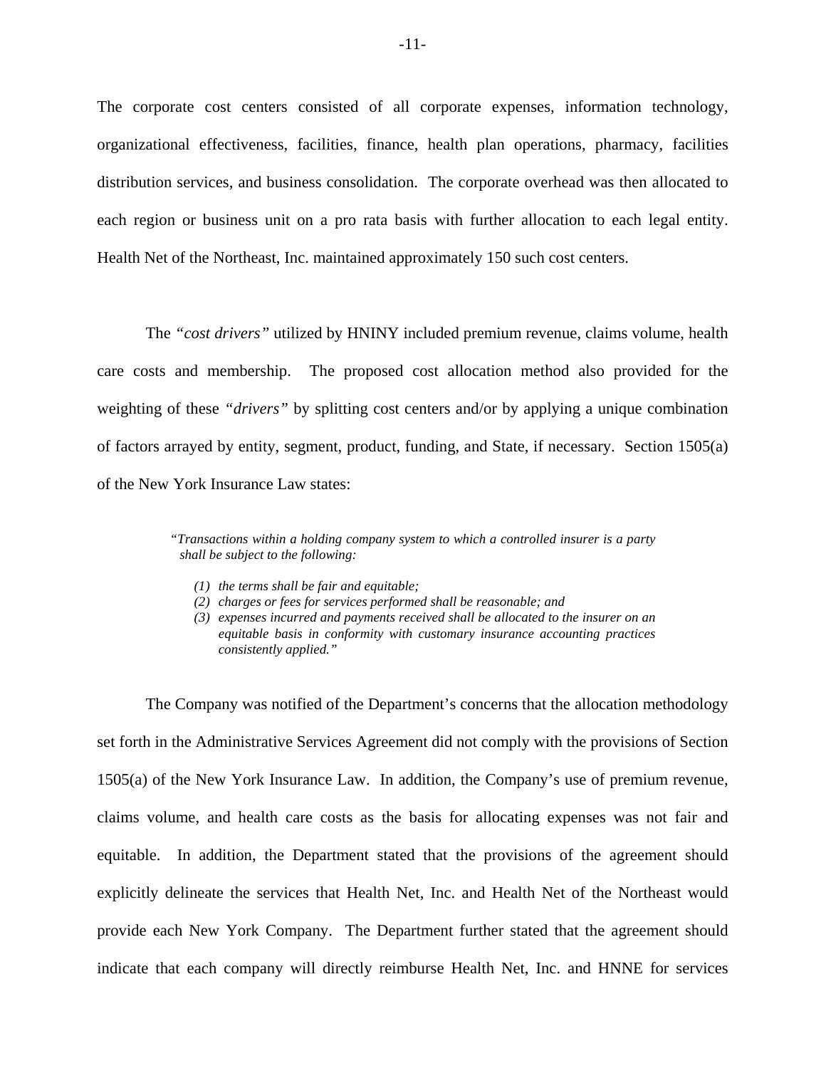The corporate cost centers consisted of all corporate expenses, information technology, organizational effectiveness, facilities, finance, health plan operations, pharmacy, facilities distribution services, and business consolidation. The corporate overhead was then allocated to each region or business unit on a pro rata basis with further allocation to each legal entity. Health Net of the Northeast, Inc. maintained approximately 150 such cost centers.

The *"cost drivers"* utilized by HNINY included premium revenue, claims volume, health care costs and membership. The proposed cost allocation method also provided for the weighting of these *"drivers"* by splitting cost centers and/or by applying a unique combination of factors arrayed by entity, segment, product, funding, and State, if necessary. Section 1505(a) of the New York Insurance Law states:

> *"Transactions within a holding company system to which a controlled insurer is a party shall be subject to the following:*
>
> *(1) the terms shall be fair and equitable;*
> *(2) charges or fees for services performed shall be reasonable; and*
> *(3) expenses incurred and payments received shall be allocated to the insurer on an equitable basis in conformity with customary insurance accounting practices consistently applied."*

The Company was notified of the Department's concerns that the allocation methodology set forth in the Administrative Services Agreement did not comply with the provisions of Section 1505(a) of the New York Insurance Law. In addition, the Company's use of premium revenue, claims volume, and health care costs as the basis for allocating expenses was not fair and equitable. In addition, the Department stated that the provisions of the agreement should explicitly delineate the services that Health Net, Inc. and Health Net of the Northeast would provide each New York Company. The Department further stated that the agreement should indicate that each company will directly reimburse Health Net, Inc. and HNNE for services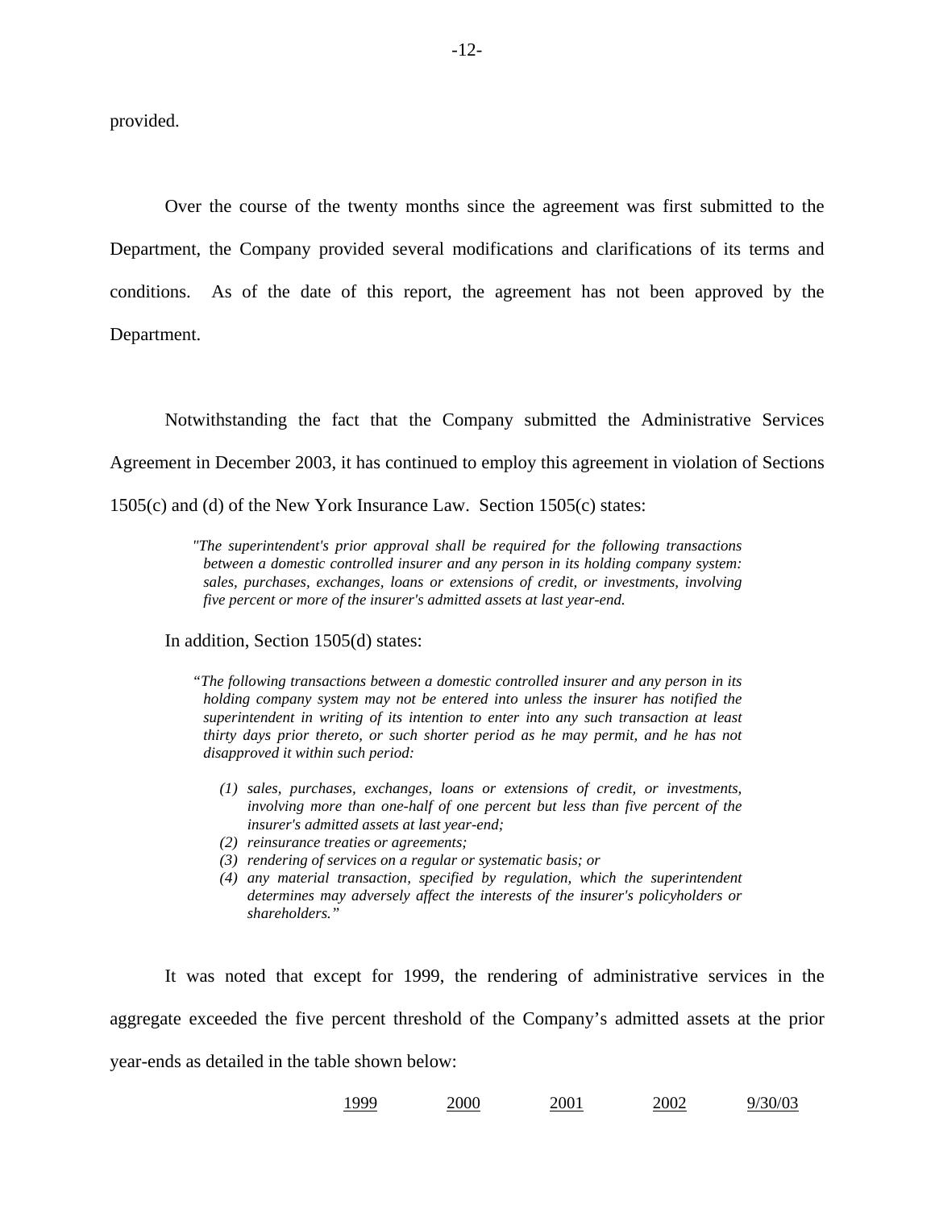provided.

Over the course of the twenty months since the agreement was first submitted to the Department, the Company provided several modifications and clarifications of its terms and conditions. As of the date of this report, the agreement has not been approved by the Department.

Notwithstanding the fact that the Company submitted the Administrative Services Agreement in December 2003, it has continued to employ this agreement in violation of Sections 1505(c) and (d) of the New York Insurance Law. Section 1505(c) states:

> *"The superintendent's prior approval shall be required for the following transactions between a domestic controlled insurer and any person in its holding company system: sales, purchases, exchanges, loans or extensions of credit, or investments, involving five percent or more of the insurer's admitted assets at last year-end.*

In addition, Section 1505(d) states:

> *"The following transactions between a domestic controlled insurer and any person in its holding company system may not be entered into unless the insurer has notified the superintendent in writing of its intention to enter into any such transaction at least thirty days prior thereto, or such shorter period as he may permit, and he has not disapproved it within such period:*
>
> *(1) sales, purchases, exchanges, loans or extensions of credit, or investments, involving more than one-half of one percent but less than five percent of the insurer's admitted assets at last year-end;*
> *(2) reinsurance treaties or agreements;*
> *(3) rendering of services on a regular or systematic basis; or*
> *(4) any material transaction, specified by regulation, which the superintendent determines may adversely affect the interests of the insurer's policyholders or shareholders."*

It was noted that except for 1999, the rendering of administrative services in the aggregate exceeded the five percent threshold of the Company's admitted assets at the prior year-ends as detailed in the table shown below:

| | 1999 | 2000 | 2001 | 2002 | 9/30/03 |
|---|---|---|---|---|---|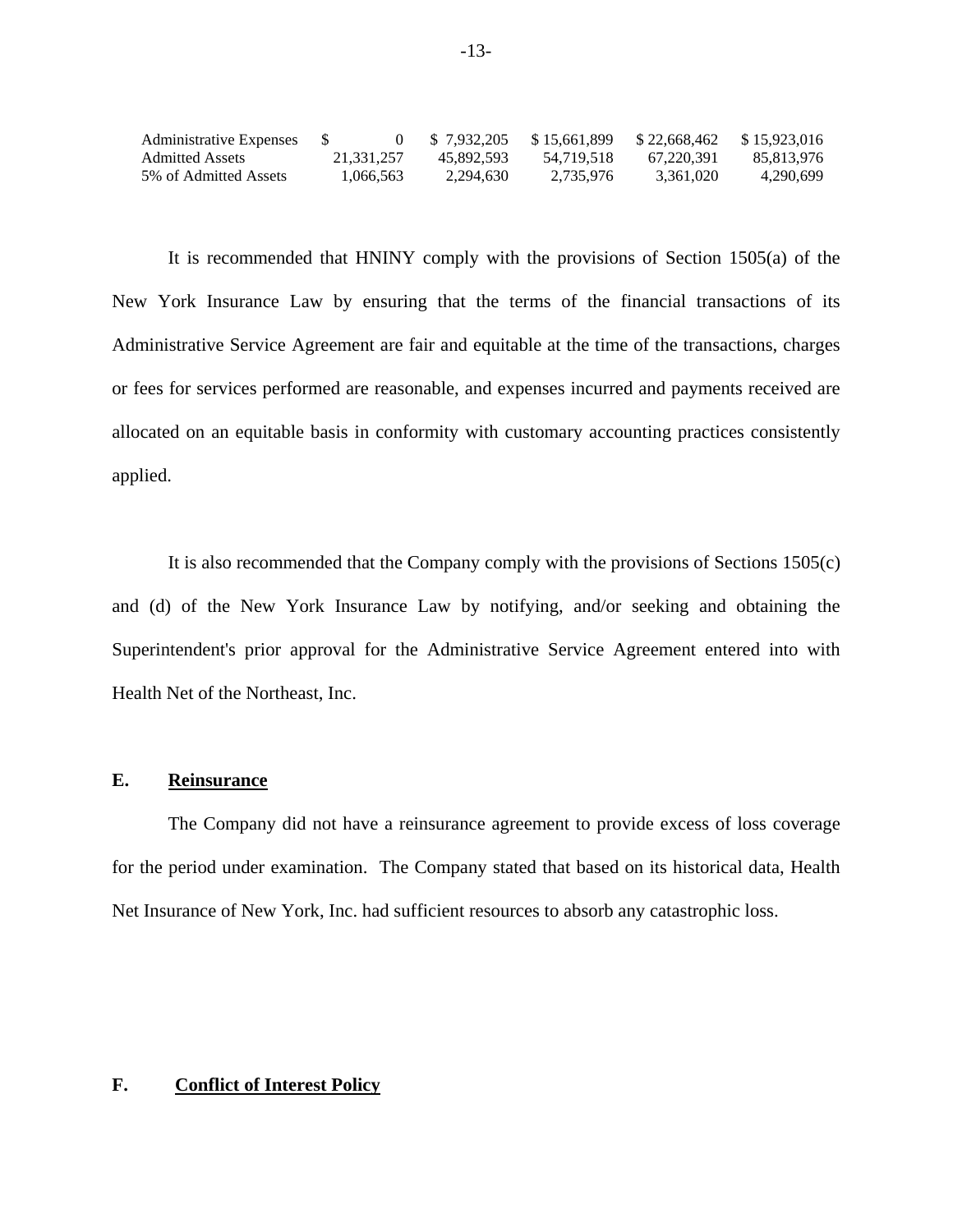| Administrative Expenses | $ 0 | $ 7,932,205 | $ 15,661,899 | $ 22,668,462 | $ 15,923,016 |
|---|---|---|---|---|---|
| Admitted Assets | 21,331,257 | 45,892,593 | 54,719,518 | 67,220,391 | 85,813,976 |
| 5% of Admitted Assets | 1,066,563 | 2,294,630 | 2,735,976 | 3,361,020 | 4,290,699 |

It is recommended that HNINY comply with the provisions of Section 1505(a) of the New York Insurance Law by ensuring that the terms of the financial transactions of its Administrative Service Agreement are fair and equitable at the time of the transactions, charges or fees for services performed are reasonable, and expenses incurred and payments received are allocated on an equitable basis in conformity with customary accounting practices consistently applied.

It is also recommended that the Company comply with the provisions of Sections 1505(c) and (d) of the New York Insurance Law by notifying, and/or seeking and obtaining the Superintendent's prior approval for the Administrative Service Agreement entered into with Health Net of the Northeast, Inc.

## E. Reinsurance

The Company did not have a reinsurance agreement to provide excess of loss coverage for the period under examination. The Company stated that based on its historical data, Health Net Insurance of New York, Inc. had sufficient resources to absorb any catastrophic loss.

## F. Conflict of Interest Policy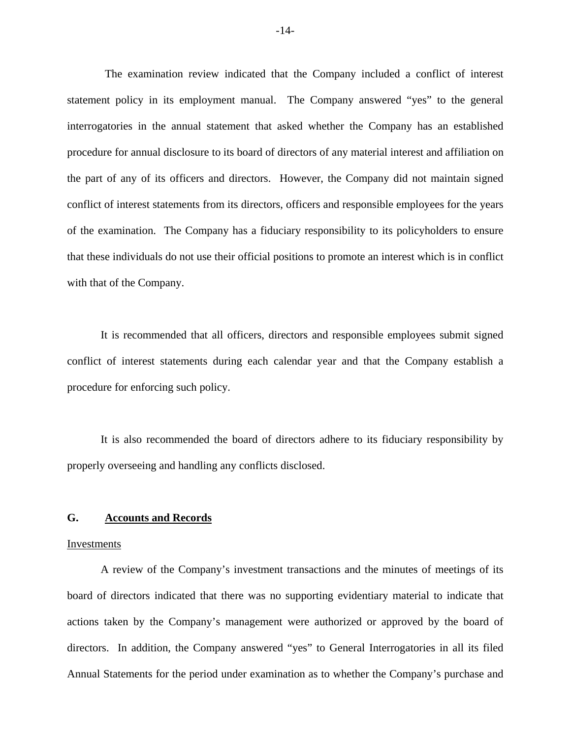The examination review indicated that the Company included a conflict of interest statement policy in its employment manual. The Company answered "yes" to the general interrogatories in the annual statement that asked whether the Company has an established procedure for annual disclosure to its board of directors of any material interest and affiliation on the part of any of its officers and directors. However, the Company did not maintain signed conflict of interest statements from its directors, officers and responsible employees for the years of the examination. The Company has a fiduciary responsibility to its policyholders to ensure that these individuals do not use their official positions to promote an interest which is in conflict with that of the Company.

It is recommended that all officers, directors and responsible employees submit signed conflict of interest statements during each calendar year and that the Company establish a procedure for enforcing such policy.

It is also recommended the board of directors adhere to its fiduciary responsibility by properly overseeing and handling any conflicts disclosed.

## G. Accounts and Records

Investments

A review of the Company's investment transactions and the minutes of meetings of its board of directors indicated that there was no supporting evidentiary material to indicate that actions taken by the Company's management were authorized or approved by the board of directors. In addition, the Company answered "yes" to General Interrogatories in all its filed Annual Statements for the period under examination as to whether the Company's purchase and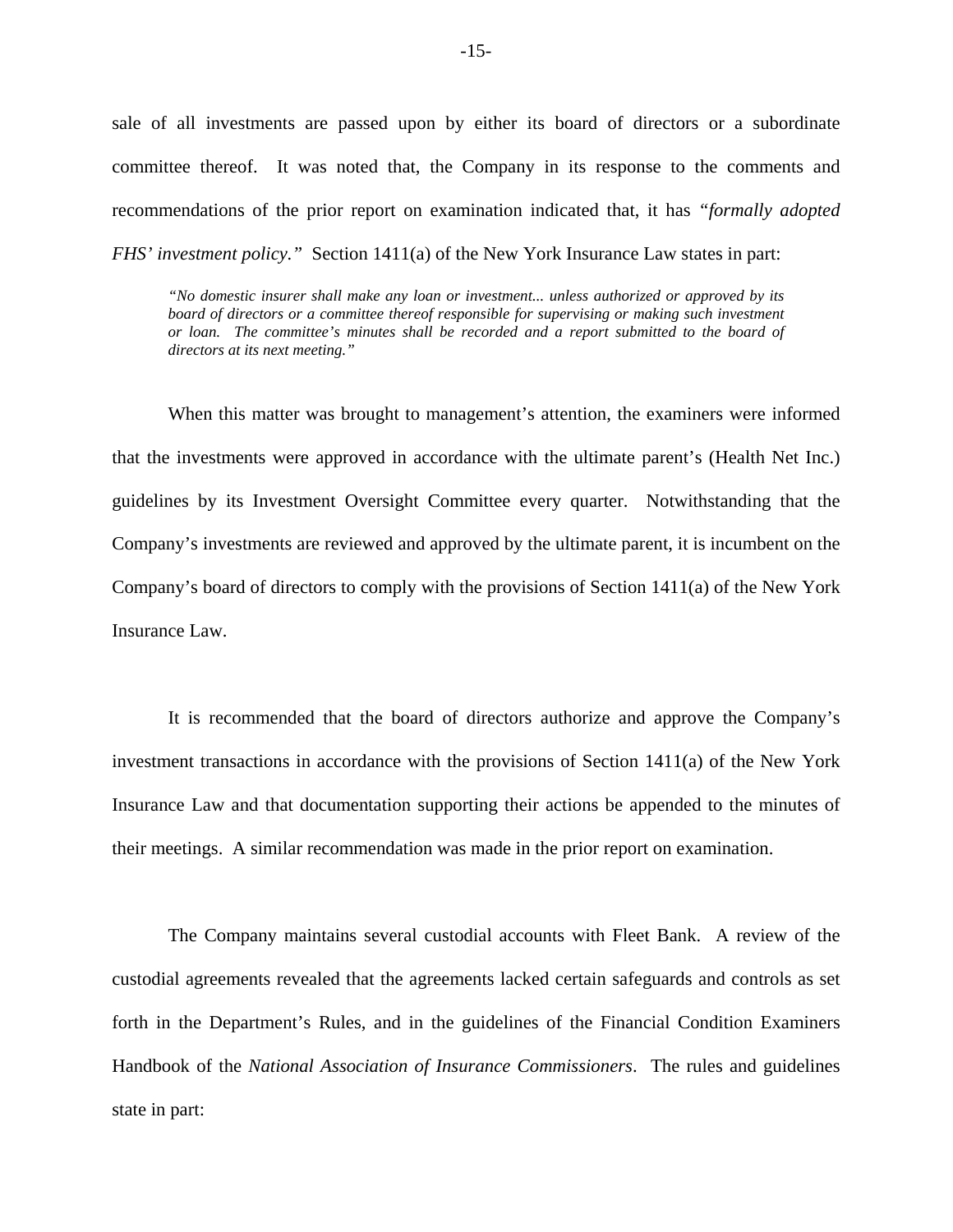sale of all investments are passed upon by either its board of directors or a subordinate committee thereof. It was noted that, the Company in its response to the comments and recommendations of the prior report on examination indicated that, it has *"formally adopted FHS' investment policy."* Section 1411(a) of the New York Insurance Law states in part:

> *"No domestic insurer shall make any loan or investment... unless authorized or approved by its board of directors or a committee thereof responsible for supervising or making such investment or loan. The committee's minutes shall be recorded and a report submitted to the board of directors at its next meeting."*

When this matter was brought to management's attention, the examiners were informed that the investments were approved in accordance with the ultimate parent's (Health Net Inc.) guidelines by its Investment Oversight Committee every quarter. Notwithstanding that the Company's investments are reviewed and approved by the ultimate parent, it is incumbent on the Company's board of directors to comply with the provisions of Section 1411(a) of the New York Insurance Law.

It is recommended that the board of directors authorize and approve the Company's investment transactions in accordance with the provisions of Section 1411(a) of the New York Insurance Law and that documentation supporting their actions be appended to the minutes of their meetings. A similar recommendation was made in the prior report on examination.

The Company maintains several custodial accounts with Fleet Bank. A review of the custodial agreements revealed that the agreements lacked certain safeguards and controls as set forth in the Department's Rules, and in the guidelines of the Financial Condition Examiners Handbook of the *National Association of Insurance Commissioners*. The rules and guidelines state in part: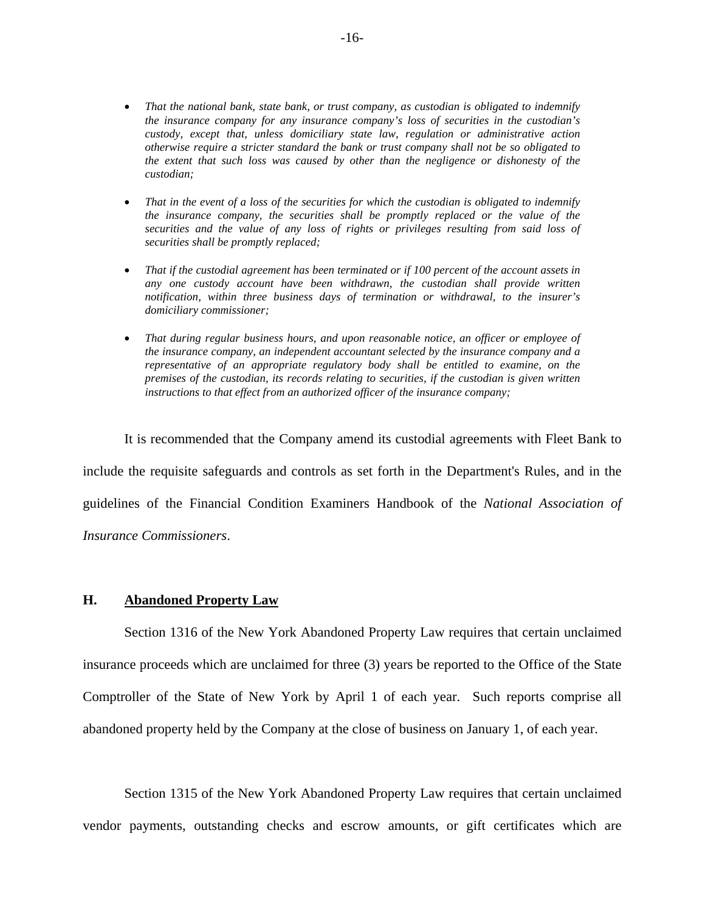- *That the national bank, state bank, or trust company, as custodian is obligated to indemnify the insurance company for any insurance company's loss of securities in the custodian's custody, except that, unless domiciliary state law, regulation or administrative action otherwise require a stricter standard the bank or trust company shall not be so obligated to the extent that such loss was caused by other than the negligence or dishonesty of the custodian;*

- *That in the event of a loss of the securities for which the custodian is obligated to indemnify the insurance company, the securities shall be promptly replaced or the value of the securities and the value of any loss of rights or privileges resulting from said loss of securities shall be promptly replaced;*

- *That if the custodial agreement has been terminated or if 100 percent of the account assets in any one custody account have been withdrawn, the custodian shall provide written notification, within three business days of termination or withdrawal, to the insurer's domiciliary commissioner;*

- *That during regular business hours, and upon reasonable notice, an officer or employee of the insurance company, an independent accountant selected by the insurance company and a representative of an appropriate regulatory body shall be entitled to examine, on the premises of the custodian, its records relating to securities, if the custodian is given written instructions to that effect from an authorized officer of the insurance company;*

It is recommended that the Company amend its custodial agreements with Fleet Bank to include the requisite safeguards and controls as set forth in the Department's Rules, and in the guidelines of the Financial Condition Examiners Handbook of the *National Association of Insurance Commissioners*.

## H. Abandoned Property Law

Section 1316 of the New York Abandoned Property Law requires that certain unclaimed insurance proceeds which are unclaimed for three (3) years be reported to the Office of the State Comptroller of the State of New York by April 1 of each year. Such reports comprise all abandoned property held by the Company at the close of business on January 1, of each year.

Section 1315 of the New York Abandoned Property Law requires that certain unclaimed vendor payments, outstanding checks and escrow amounts, or gift certificates which are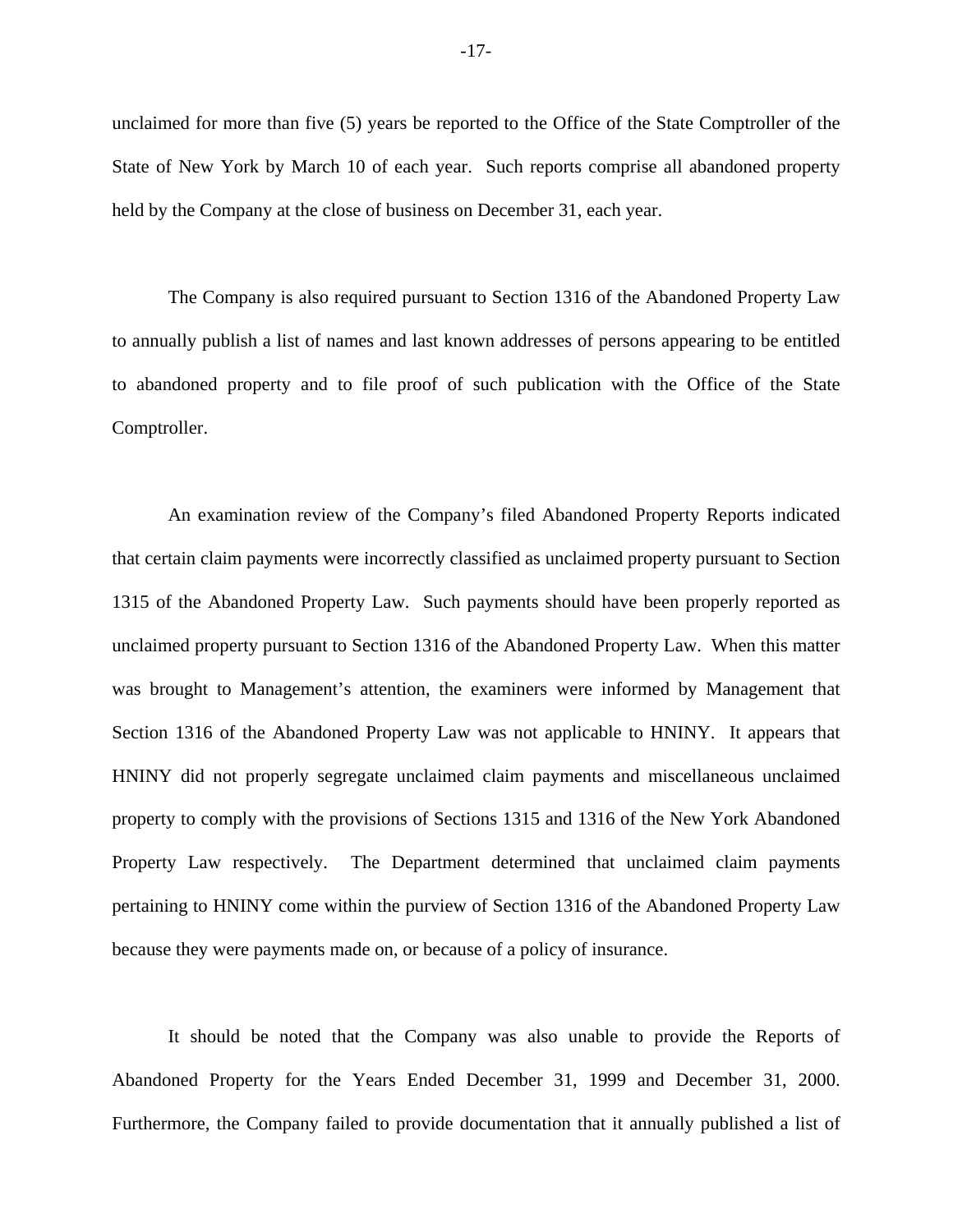unclaimed for more than five (5) years be reported to the Office of the State Comptroller of the State of New York by March 10 of each year. Such reports comprise all abandoned property held by the Company at the close of business on December 31, each year.

The Company is also required pursuant to Section 1316 of the Abandoned Property Law to annually publish a list of names and last known addresses of persons appearing to be entitled to abandoned property and to file proof of such publication with the Office of the State Comptroller.

An examination review of the Company's filed Abandoned Property Reports indicated that certain claim payments were incorrectly classified as unclaimed property pursuant to Section 1315 of the Abandoned Property Law. Such payments should have been properly reported as unclaimed property pursuant to Section 1316 of the Abandoned Property Law. When this matter was brought to Management's attention, the examiners were informed by Management that Section 1316 of the Abandoned Property Law was not applicable to HNINY. It appears that HNINY did not properly segregate unclaimed claim payments and miscellaneous unclaimed property to comply with the provisions of Sections 1315 and 1316 of the New York Abandoned Property Law respectively. The Department determined that unclaimed claim payments pertaining to HNINY come within the purview of Section 1316 of the Abandoned Property Law because they were payments made on, or because of a policy of insurance.

It should be noted that the Company was also unable to provide the Reports of Abandoned Property for the Years Ended December 31, 1999 and December 31, 2000. Furthermore, the Company failed to provide documentation that it annually published a list of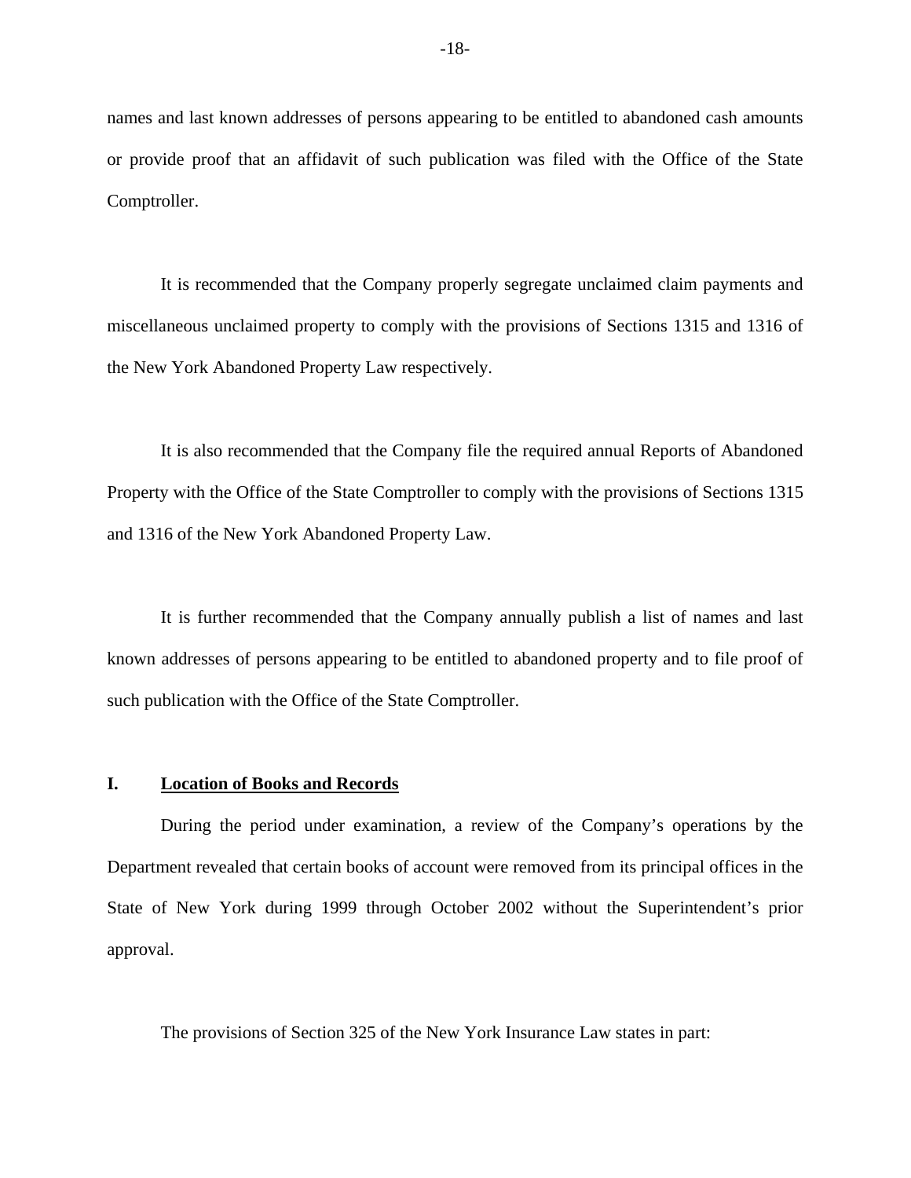names and last known addresses of persons appearing to be entitled to abandoned cash amounts or provide proof that an affidavit of such publication was filed with the Office of the State Comptroller.

It is recommended that the Company properly segregate unclaimed claim payments and miscellaneous unclaimed property to comply with the provisions of Sections 1315 and 1316 of the New York Abandoned Property Law respectively.

It is also recommended that the Company file the required annual Reports of Abandoned Property with the Office of the State Comptroller to comply with the provisions of Sections 1315 and 1316 of the New York Abandoned Property Law.

It is further recommended that the Company annually publish a list of names and last known addresses of persons appearing to be entitled to abandoned property and to file proof of such publication with the Office of the State Comptroller.

## I. Location of Books and Records

During the period under examination, a review of the Company's operations by the Department revealed that certain books of account were removed from its principal offices in the State of New York during 1999 through October 2002 without the Superintendent's prior approval.

The provisions of Section 325 of the New York Insurance Law states in part: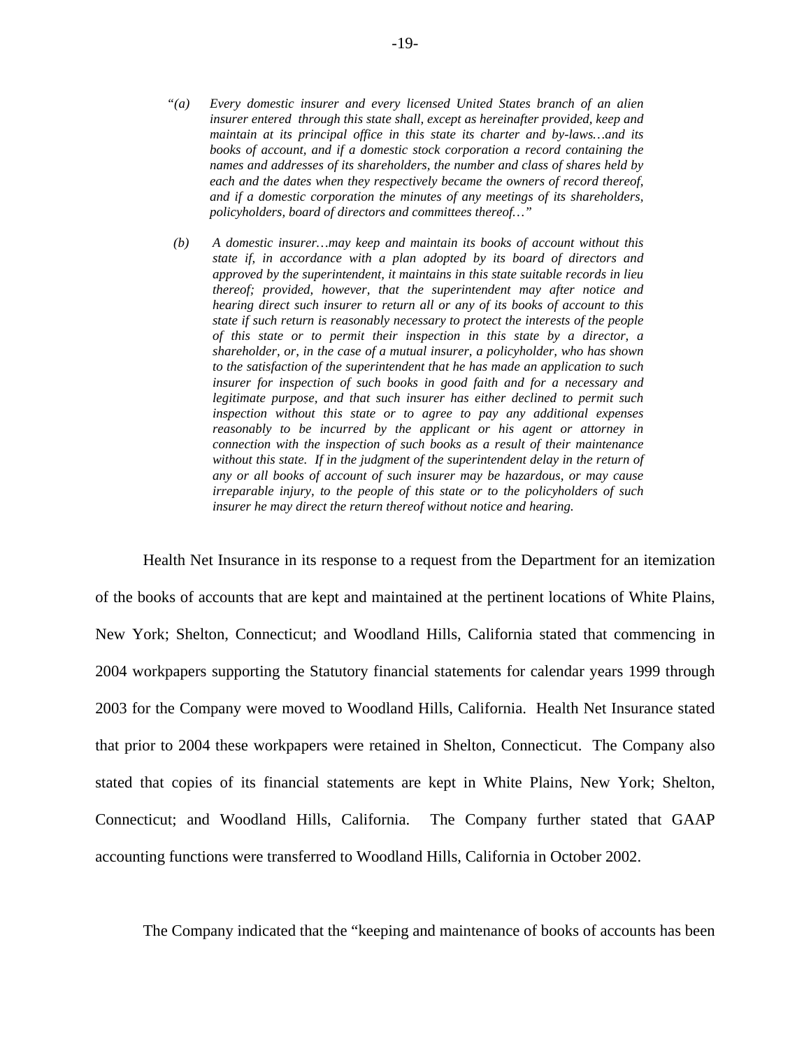> "*(a) Every domestic insurer and every licensed United States branch of an alien insurer entered through this state shall, except as hereinafter provided, keep and maintain at its principal office in this state its charter and by-laws…and its books of account, and if a domestic stock corporation a record containing the names and addresses of its shareholders, the number and class of shares held by each and the dates when they respectively became the owners of record thereof, and if a domestic corporation the minutes of any meetings of its shareholders, policyholders, board of directors and committees thereof…*"
>
> *(b) A domestic insurer…may keep and maintain its books of account without this state if, in accordance with a plan adopted by its board of directors and approved by the superintendent, it maintains in this state suitable records in lieu thereof; provided, however, that the superintendent may after notice and hearing direct such insurer to return all or any of its books of account to this state if such return is reasonably necessary to protect the interests of the people of this state or to permit their inspection in this state by a director, a shareholder, or, in the case of a mutual insurer, a policyholder, who has shown to the satisfaction of the superintendent that he has made an application to such insurer for inspection of such books in good faith and for a necessary and legitimate purpose, and that such insurer has either declined to permit such inspection without this state or to agree to pay any additional expenses reasonably to be incurred by the applicant or his agent or attorney in connection with the inspection of such books as a result of their maintenance without this state. If in the judgment of the superintendent delay in the return of any or all books of account of such insurer may be hazardous, or may cause irreparable injury, to the people of this state or to the policyholders of such insurer he may direct the return thereof without notice and hearing.*

Health Net Insurance in its response to a request from the Department for an itemization of the books of accounts that are kept and maintained at the pertinent locations of White Plains, New York; Shelton, Connecticut; and Woodland Hills, California stated that commencing in 2004 workpapers supporting the Statutory financial statements for calendar years 1999 through 2003 for the Company were moved to Woodland Hills, California. Health Net Insurance stated that prior to 2004 these workpapers were retained in Shelton, Connecticut. The Company also stated that copies of its financial statements are kept in White Plains, New York; Shelton, Connecticut; and Woodland Hills, California. The Company further stated that GAAP accounting functions were transferred to Woodland Hills, California in October 2002.

The Company indicated that the "keeping and maintenance of books of accounts has been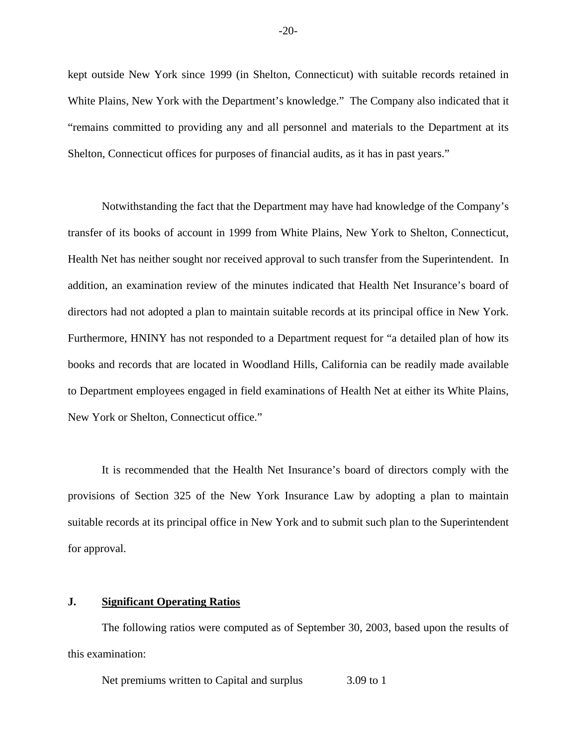kept outside New York since 1999 (in Shelton, Connecticut) with suitable records retained in White Plains, New York with the Department's knowledge." The Company also indicated that it "remains committed to providing any and all personnel and materials to the Department at its Shelton, Connecticut offices for purposes of financial audits, as it has in past years."

Notwithstanding the fact that the Department may have had knowledge of the Company's transfer of its books of account in 1999 from White Plains, New York to Shelton, Connecticut, Health Net has neither sought nor received approval to such transfer from the Superintendent. In addition, an examination review of the minutes indicated that Health Net Insurance's board of directors had not adopted a plan to maintain suitable records at its principal office in New York. Furthermore, HNINY has not responded to a Department request for "a detailed plan of how its books and records that are located in Woodland Hills, California can be readily made available to Department employees engaged in field examinations of Health Net at either its White Plains, New York or Shelton, Connecticut office."

It is recommended that the Health Net Insurance's board of directors comply with the provisions of Section 325 of the New York Insurance Law by adopting a plan to maintain suitable records at its principal office in New York and to submit such plan to the Superintendent for approval.

## J. Significant Operating Ratios

The following ratios were computed as of September 30, 2003, based upon the results of this examination:

| | |
|---|---|
| Net premiums written to Capital and surplus | 3.09 to 1 |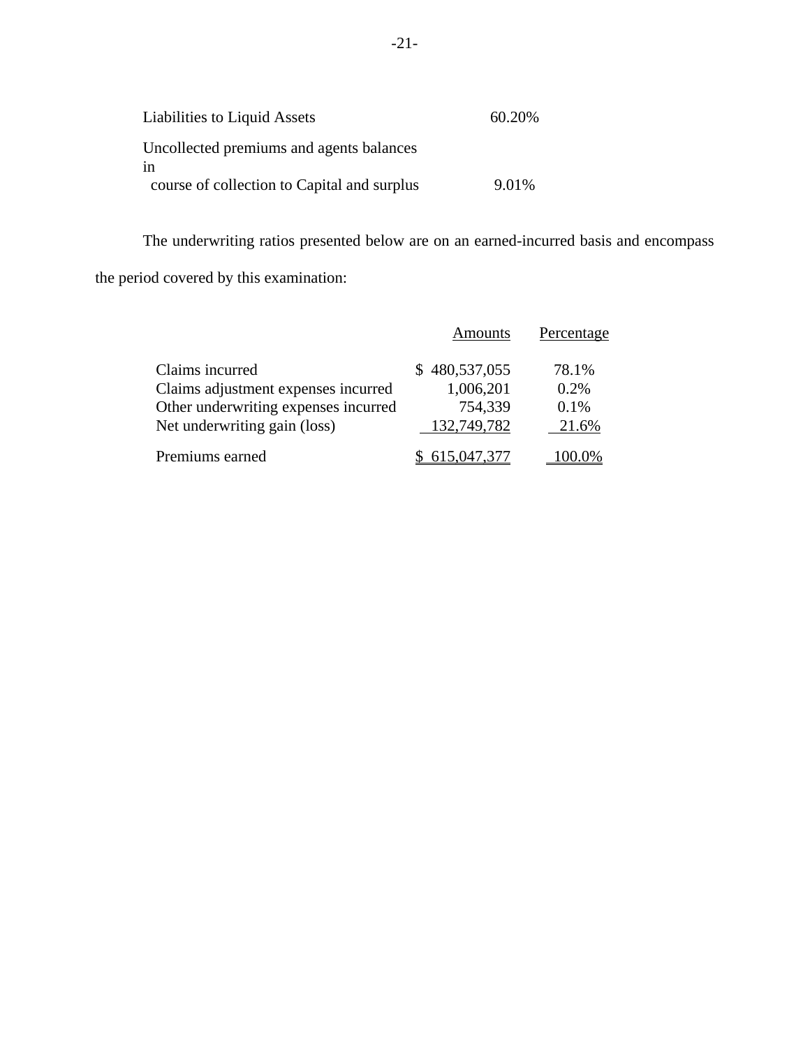| | |
|---|---|
| Liabilities to Liquid Assets | 60.20% |
| Uncollected premiums and agents balances in course of collection to Capital and surplus | 9.01% |

The underwriting ratios presented below are on an earned-incurred basis and encompass the period covered by this examination:

| | Amounts | Percentage |
|---|---|---|
| Claims incurred | $ 480,537,055 | 78.1% |
| Claims adjustment expenses incurred | 1,006,201 | 0.2% |
| Other underwriting expenses incurred | 754,339 | 0.1% |
| Net underwriting gain (loss) | 132,749,782 | 21.6% |
| Premiums earned | $ 615,047,377 | 100.0% |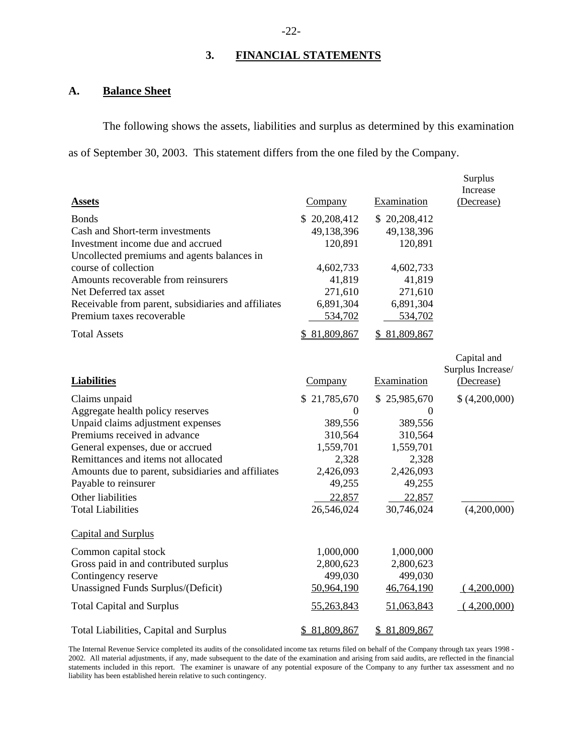## 3. FINANCIAL STATEMENTS

### A. Balance Sheet

The following shows the assets, liabilities and surplus as determined by this examination as of September 30, 2003. This statement differs from the one filed by the Company.

| Assets | Company | Examination | Surplus Increase (Decrease) |
|---|---|---|---|
| Bonds | $ 20,208,412 | $ 20,208,412 | |
| Cash and Short-term investments | 49,138,396 | 49,138,396 | |
| Investment income due and accrued | 120,891 | 120,891 | |
| Uncollected premiums and agents balances in course of collection | 4,602,733 | 4,602,733 | |
| Amounts recoverable from reinsurers | 41,819 | 41,819 | |
| Net Deferred tax asset | 271,610 | 271,610 | |
| Receivable from parent, subsidiaries and affiliates | 6,891,304 | 6,891,304 | |
| Premium taxes recoverable | 534,702 | 534,702 | |
| Total Assets | $ 81,809,867 | $ 81,809,867 | |

| Liabilities | Company | Examination | Capital and Surplus Increase/ (Decrease) |
|---|---|---|---|
| Claims unpaid | $ 21,785,670 | $ 25,985,670 | $ (4,200,000) |
| Aggregate health policy reserves | 0 | 0 | |
| Unpaid claims adjustment expenses | 389,556 | 389,556 | |
| Premiums received in advance | 310,564 | 310,564 | |
| General expenses, due or accrued | 1,559,701 | 1,559,701 | |
| Remittances and items not allocated | 2,328 | 2,328 | |
| Amounts due to parent, subsidiaries and affiliates | 2,426,093 | 2,426,093 | |
| Payable to reinsurer | 49,255 | 49,255 | |
| Other liabilities | 22,857 | 22,857 | |
| Total Liabilities | 26,546,024 | 30,746,024 | (4,200,000) |
| Capital and Surplus | | | |
| Common capital stock | 1,000,000 | 1,000,000 | |
| Gross paid in and contributed surplus | 2,800,623 | 2,800,623 | |
| Contingency reserve | 499,030 | 499,030 | |
| Unassigned Funds Surplus/(Deficit) | 50,964,190 | 46,764,190 | (4,200,000) |
| Total Capital and Surplus | 55,263,843 | 51,063,843 | (4,200,000) |
| Total Liabilities, Capital and Surplus | $ 81,809,867 | $ 81,809,867 | |

The Internal Revenue Service completed its audits of the consolidated income tax returns filed on behalf of the Company through tax years 1998 - 2002. All material adjustments, if any, made subsequent to the date of the examination and arising from said audits, are reflected in the financial statements included in this report. The examiner is unaware of any potential exposure of the Company to any further tax assessment and no liability has been established herein relative to such contingency.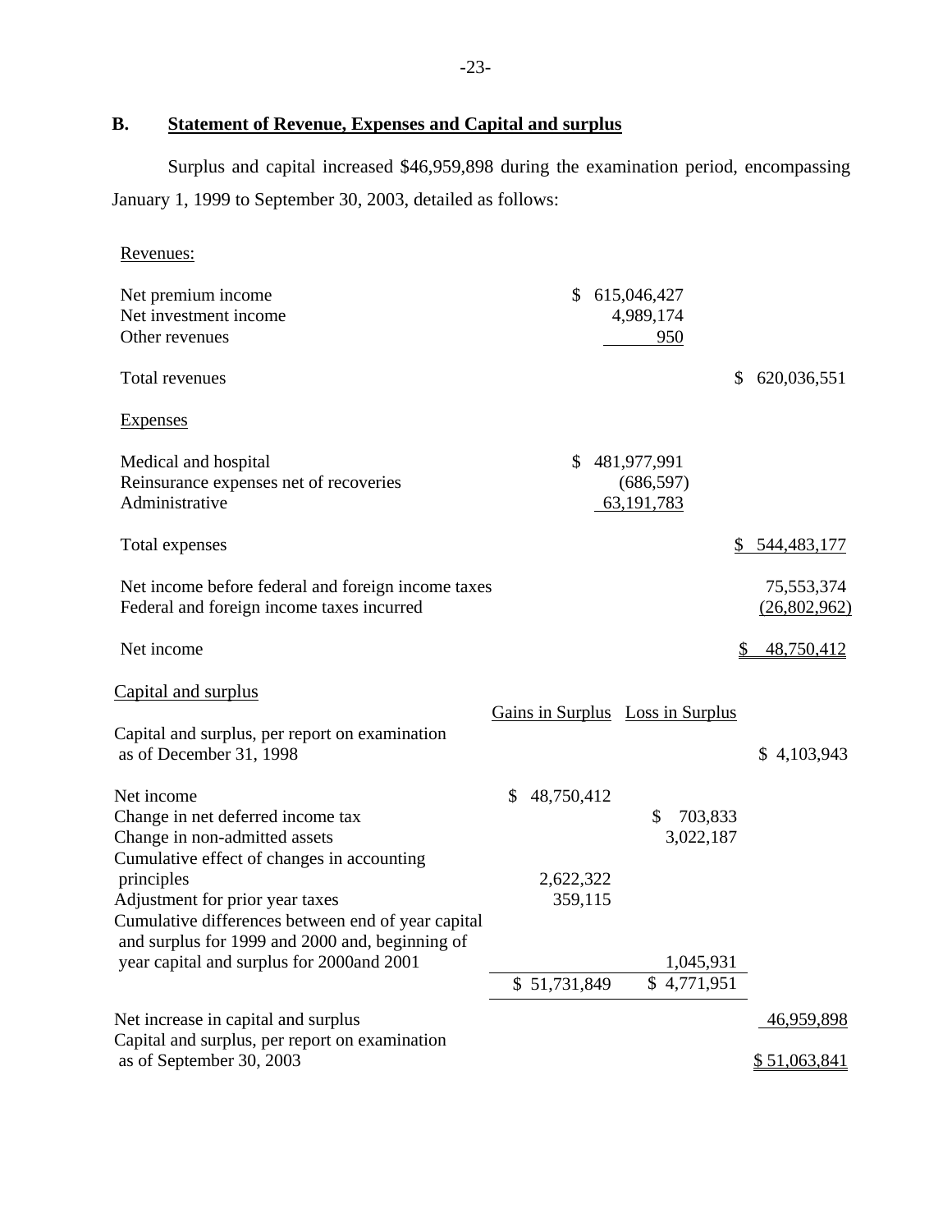## B. Statement of Revenue, Expenses and Capital and surplus

Surplus and capital increased $46,959,898 during the examination period, encompassing January 1, 1999 to September 30, 2003, detailed as follows:

| | | |
|---|---|---|
| Revenues: | | |
| Net premium income | $ 615,046,427 | |
| Net investment income | 4,989,174 | |
| Other revenues | 950 | |
| Total revenues | | $ 620,036,551 |
| Expenses | | |
| Medical and hospital | $ 481,977,991 | |
| Reinsurance expenses net of recoveries | (686,597) | |
| Administrative | 63,191,783 | |
| Total expenses | | $ 544,483,177 |
| Net income before federal and foreign income taxes | | 75,553,374 |
| Federal and foreign income taxes incurred | | (26,802,962) |
| Net income | | $ 48,750,412 |

| Capital and surplus | Gains in Surplus | Loss in Surplus | |
|---|---|---|---|
| Capital and surplus, per report on examination as of December 31, 1998 | | | $ 4,103,943 |
| Net income | $ 48,750,412 | | |
| Change in net deferred income tax | | $ 703,833 | |
| Change in non-admitted assets | | 3,022,187 | |
| Cumulative effect of changes in accounting principles | 2,622,322 | | |
| Adjustment for prior year taxes | 359,115 | | |
| Cumulative differences between end of year capital and surplus for 1999 and 2000 and, beginning of year capital and surplus for 2000and 2001 | | 1,045,931 | |
| | $ 51,731,849 | $ 4,771,951 | |
| Net increase in capital and surplus | | | 46,959,898 |
| Capital and surplus, per report on examination as of September 30, 2003 | | | $ 51,063,841 |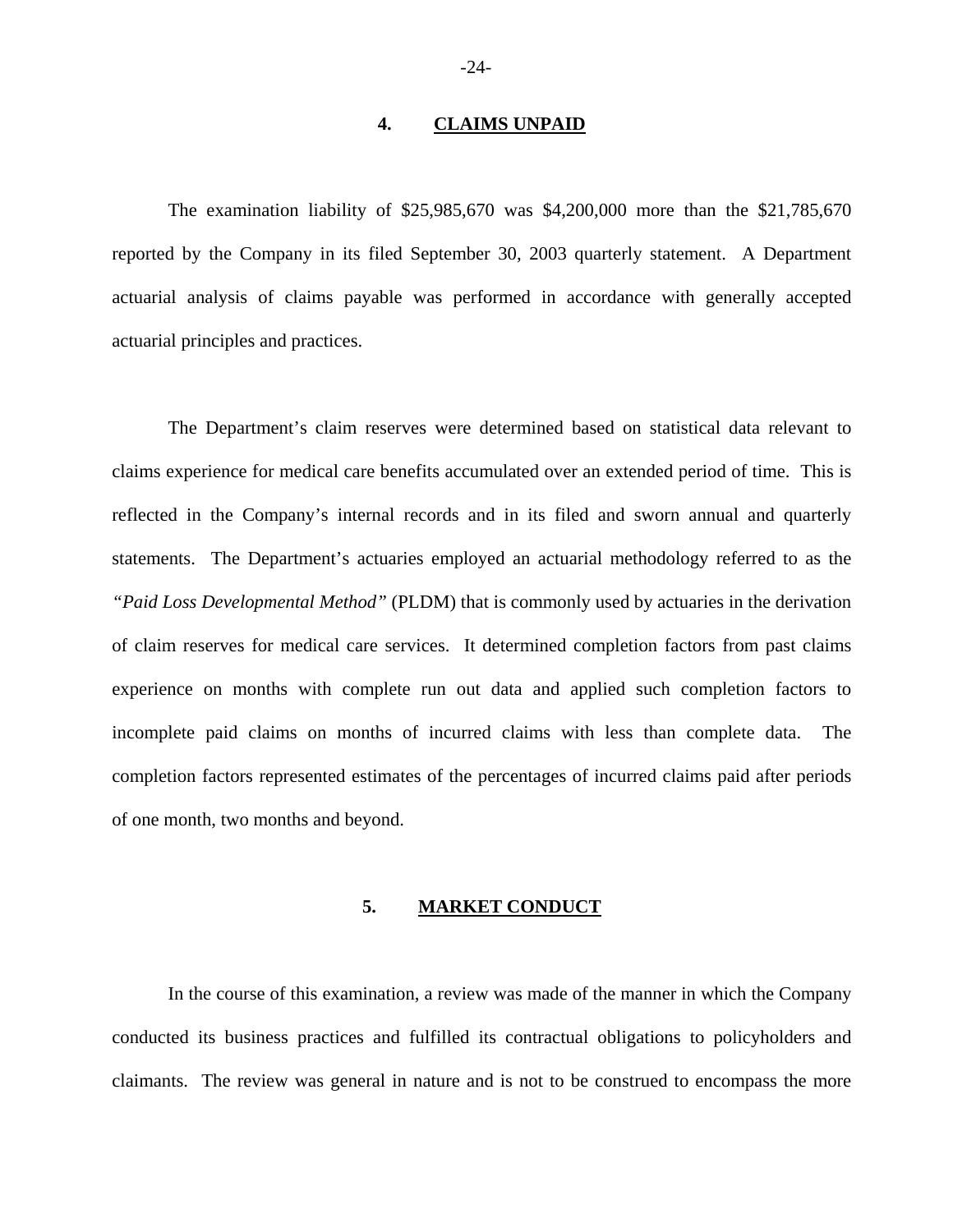## 4. CLAIMS UNPAID

The examination liability of $25,985,670 was $4,200,000 more than the $21,785,670 reported by the Company in its filed September 30, 2003 quarterly statement. A Department actuarial analysis of claims payable was performed in accordance with generally accepted actuarial principles and practices.

The Department's claim reserves were determined based on statistical data relevant to claims experience for medical care benefits accumulated over an extended period of time. This is reflected in the Company's internal records and in its filed and sworn annual and quarterly statements. The Department's actuaries employed an actuarial methodology referred to as the *"Paid Loss Developmental Method"* (PLDM) that is commonly used by actuaries in the derivation of claim reserves for medical care services. It determined completion factors from past claims experience on months with complete run out data and applied such completion factors to incomplete paid claims on months of incurred claims with less than complete data. The completion factors represented estimates of the percentages of incurred claims paid after periods of one month, two months and beyond.

## 5. MARKET CONDUCT

In the course of this examination, a review was made of the manner in which the Company conducted its business practices and fulfilled its contractual obligations to policyholders and claimants. The review was general in nature and is not to be construed to encompass the more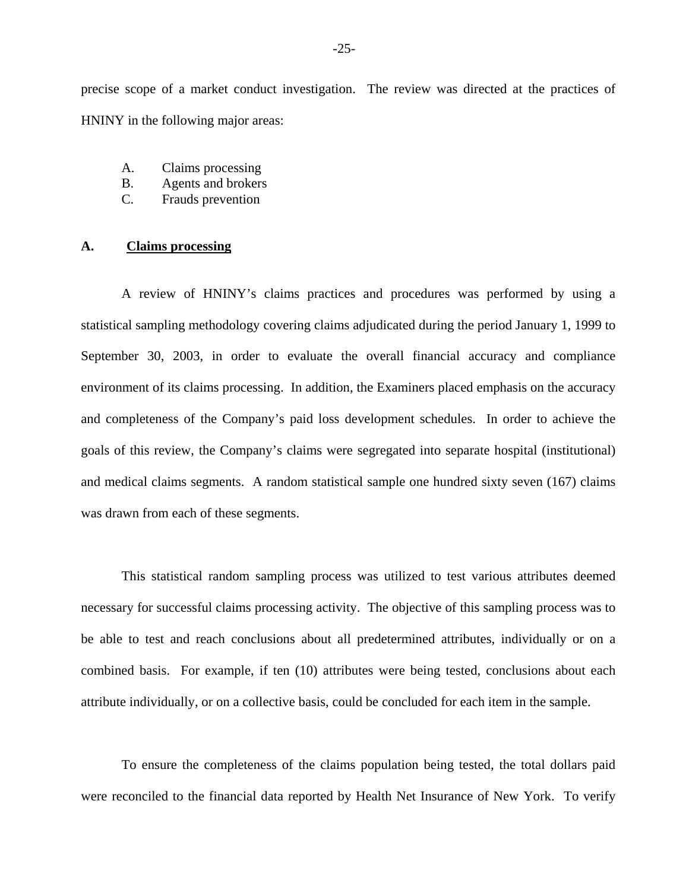precise scope of a market conduct investigation. The review was directed at the practices of HNINY in the following major areas:

A. Claims processing
B. Agents and brokers
C. Frauds prevention

**A. <u>Claims processing</u>**

A review of HNINY's claims practices and procedures was performed by using a statistical sampling methodology covering claims adjudicated during the period January 1, 1999 to September 30, 2003, in order to evaluate the overall financial accuracy and compliance environment of its claims processing. In addition, the Examiners placed emphasis on the accuracy and completeness of the Company's paid loss development schedules. In order to achieve the goals of this review, the Company's claims were segregated into separate hospital (institutional) and medical claims segments. A random statistical sample one hundred sixty seven (167) claims was drawn from each of these segments.

This statistical random sampling process was utilized to test various attributes deemed necessary for successful claims processing activity. The objective of this sampling process was to be able to test and reach conclusions about all predetermined attributes, individually or on a combined basis. For example, if ten (10) attributes were being tested, conclusions about each attribute individually, or on a collective basis, could be concluded for each item in the sample.

To ensure the completeness of the claims population being tested, the total dollars paid were reconciled to the financial data reported by Health Net Insurance of New York. To verify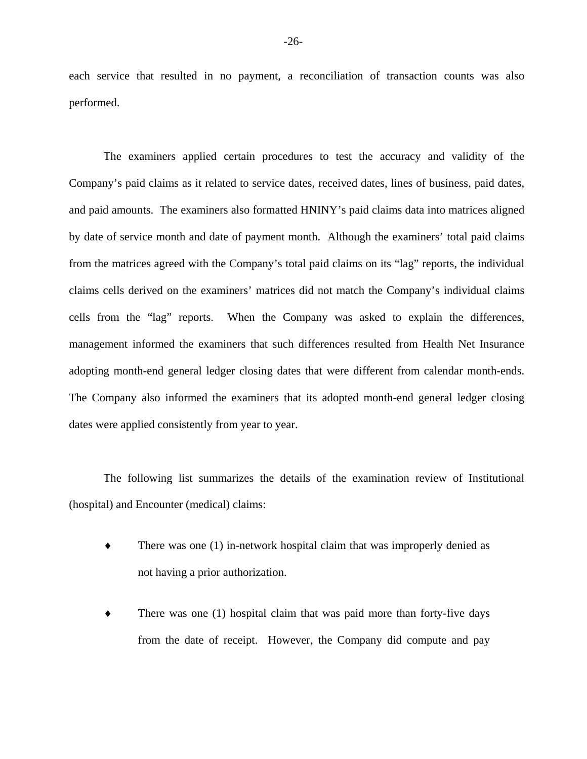each service that resulted in no payment, a reconciliation of transaction counts was also performed.

The examiners applied certain procedures to test the accuracy and validity of the Company's paid claims as it related to service dates, received dates, lines of business, paid dates, and paid amounts. The examiners also formatted HNINY's paid claims data into matrices aligned by date of service month and date of payment month. Although the examiners' total paid claims from the matrices agreed with the Company's total paid claims on its "lag" reports, the individual claims cells derived on the examiners' matrices did not match the Company's individual claims cells from the "lag" reports. When the Company was asked to explain the differences, management informed the examiners that such differences resulted from Health Net Insurance adopting month-end general ledger closing dates that were different from calendar month-ends. The Company also informed the examiners that its adopted month-end general ledger closing dates were applied consistently from year to year.

The following list summarizes the details of the examination review of Institutional (hospital) and Encounter (medical) claims:

- There was one (1) in-network hospital claim that was improperly denied as not having a prior authorization.

- There was one (1) hospital claim that was paid more than forty-five days from the date of receipt. However, the Company did compute and pay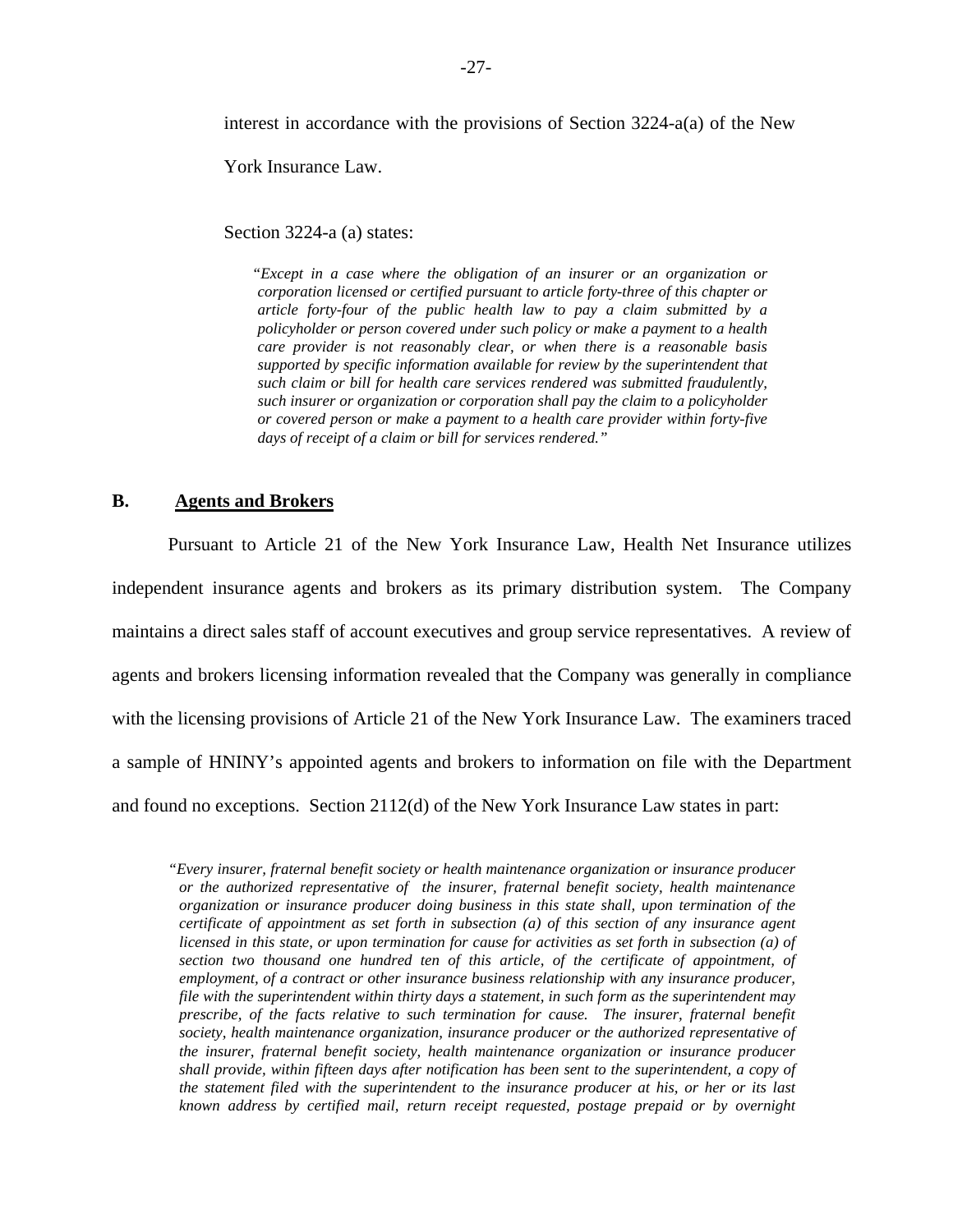interest in accordance with the provisions of Section 3224-a(a) of the New York Insurance Law.

Section 3224-a (a) states:

> *"Except in a case where the obligation of an insurer or an organization or corporation licensed or certified pursuant to article forty-three of this chapter or article forty-four of the public health law to pay a claim submitted by a policyholder or person covered under such policy or make a payment to a health care provider is not reasonably clear, or when there is a reasonable basis supported by specific information available for review by the superintendent that such claim or bill for health care services rendered was submitted fraudulently, such insurer or organization or corporation shall pay the claim to a policyholder or covered person or make a payment to a health care provider within forty-five days of receipt of a claim or bill for services rendered."*

## B. Agents and Brokers

Pursuant to Article 21 of the New York Insurance Law, Health Net Insurance utilizes independent insurance agents and brokers as its primary distribution system. The Company maintains a direct sales staff of account executives and group service representatives. A review of agents and brokers licensing information revealed that the Company was generally in compliance with the licensing provisions of Article 21 of the New York Insurance Law. The examiners traced a sample of HNINY's appointed agents and brokers to information on file with the Department and found no exceptions. Section 2112(d) of the New York Insurance Law states in part:

> *"Every insurer, fraternal benefit society or health maintenance organization or insurance producer or the authorized representative of the insurer, fraternal benefit society, health maintenance organization or insurance producer doing business in this state shall, upon termination of the certificate of appointment as set forth in subsection (a) of this section of any insurance agent licensed in this state, or upon termination for cause for activities as set forth in subsection (a) of section two thousand one hundred ten of this article, of the certificate of appointment, of employment, of a contract or other insurance business relationship with any insurance producer, file with the superintendent within thirty days a statement, in such form as the superintendent may prescribe, of the facts relative to such termination for cause. The insurer, fraternal benefit society, health maintenance organization, insurance producer or the authorized representative of the insurer, fraternal benefit society, health maintenance organization or insurance producer shall provide, within fifteen days after notification has been sent to the superintendent, a copy of the statement filed with the superintendent to the insurance producer at his, or her or its last known address by certified mail, return receipt requested, postage prepaid or by overnight*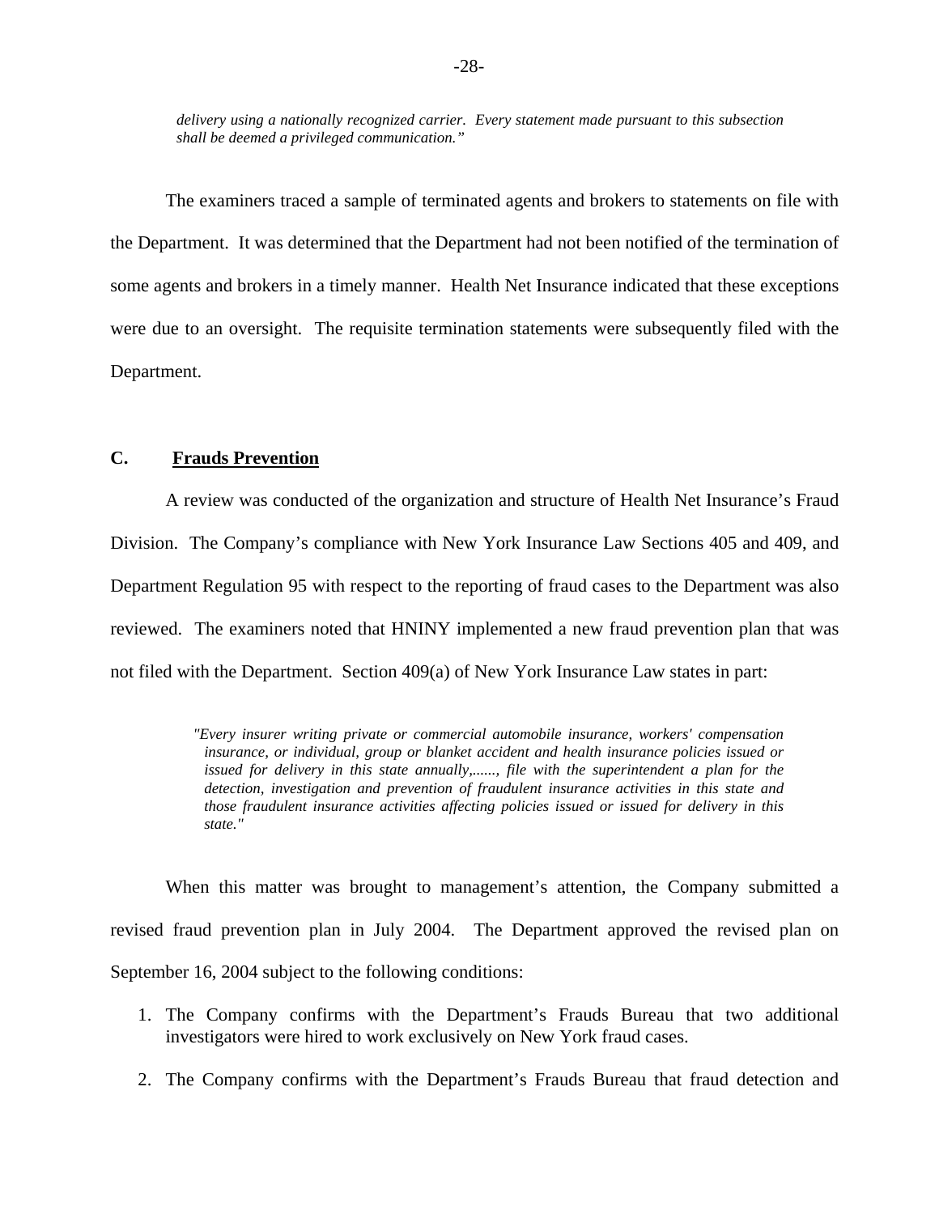*delivery using a nationally recognized carrier. Every statement made pursuant to this subsection shall be deemed a privileged communication."*

The examiners traced a sample of terminated agents and brokers to statements on file with the Department. It was determined that the Department had not been notified of the termination of some agents and brokers in a timely manner. Health Net Insurance indicated that these exceptions were due to an oversight. The requisite termination statements were subsequently filed with the Department.

## C. Frauds Prevention

A review was conducted of the organization and structure of Health Net Insurance's Fraud Division. The Company's compliance with New York Insurance Law Sections 405 and 409, and Department Regulation 95 with respect to the reporting of fraud cases to the Department was also reviewed. The examiners noted that HNINY implemented a new fraud prevention plan that was not filed with the Department. Section 409(a) of New York Insurance Law states in part:

> *"Every insurer writing private or commercial automobile insurance, workers' compensation insurance, or individual, group or blanket accident and health insurance policies issued or issued for delivery in this state annually,......, file with the superintendent a plan for the detection, investigation and prevention of fraudulent insurance activities in this state and those fraudulent insurance activities affecting policies issued or issued for delivery in this state."*

When this matter was brought to management's attention, the Company submitted a revised fraud prevention plan in July 2004. The Department approved the revised plan on September 16, 2004 subject to the following conditions:

1. The Company confirms with the Department's Frauds Bureau that two additional investigators were hired to work exclusively on New York fraud cases.
2. The Company confirms with the Department's Frauds Bureau that fraud detection and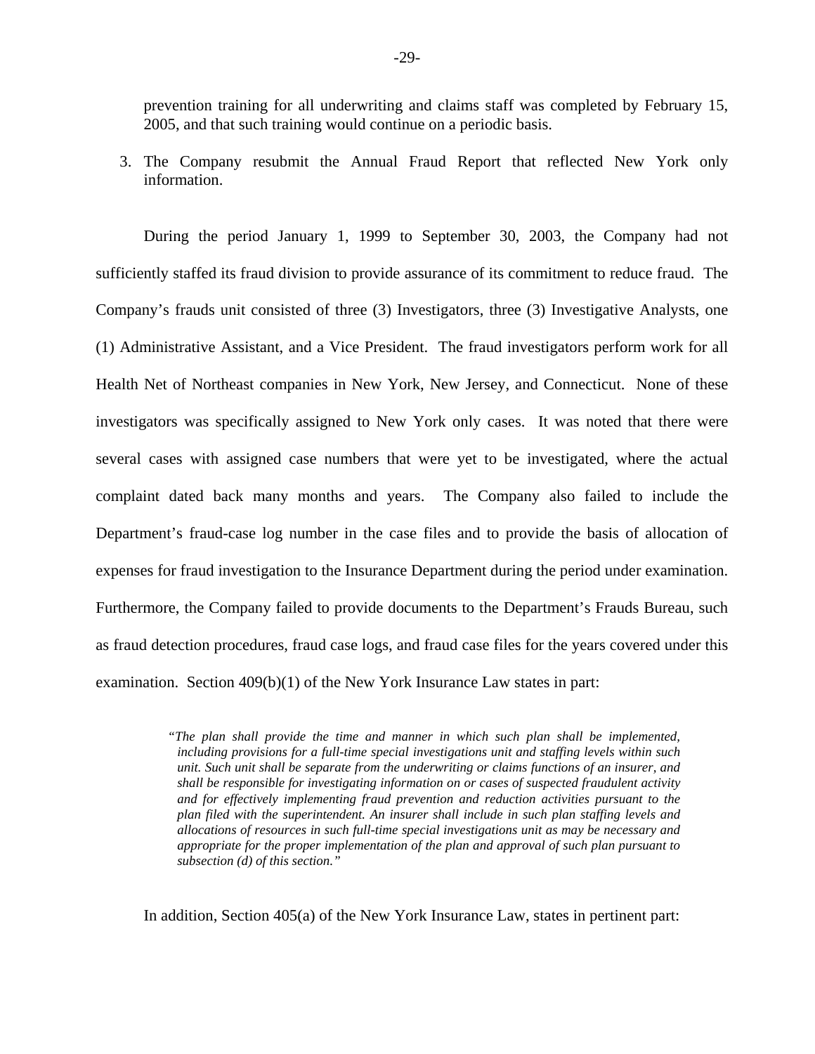prevention training for all underwriting and claims staff was completed by February 15, 2005, and that such training would continue on a periodic basis.

3. The Company resubmit the Annual Fraud Report that reflected New York only information.

During the period January 1, 1999 to September 30, 2003, the Company had not sufficiently staffed its fraud division to provide assurance of its commitment to reduce fraud. The Company's frauds unit consisted of three (3) Investigators, three (3) Investigative Analysts, one (1) Administrative Assistant, and a Vice President. The fraud investigators perform work for all Health Net of Northeast companies in New York, New Jersey, and Connecticut. None of these investigators was specifically assigned to New York only cases. It was noted that there were several cases with assigned case numbers that were yet to be investigated, where the actual complaint dated back many months and years. The Company also failed to include the Department's fraud-case log number in the case files and to provide the basis of allocation of expenses for fraud investigation to the Insurance Department during the period under examination. Furthermore, the Company failed to provide documents to the Department's Frauds Bureau, such as fraud detection procedures, fraud case logs, and fraud case files for the years covered under this examination. Section 409(b)(1) of the New York Insurance Law states in part:

> *"The plan shall provide the time and manner in which such plan shall be implemented, including provisions for a full-time special investigations unit and staffing levels within such unit. Such unit shall be separate from the underwriting or claims functions of an insurer, and shall be responsible for investigating information on or cases of suspected fraudulent activity and for effectively implementing fraud prevention and reduction activities pursuant to the plan filed with the superintendent. An insurer shall include in such plan staffing levels and allocations of resources in such full-time special investigations unit as may be necessary and appropriate for the proper implementation of the plan and approval of such plan pursuant to subsection (d) of this section."*

In addition, Section 405(a) of the New York Insurance Law, states in pertinent part: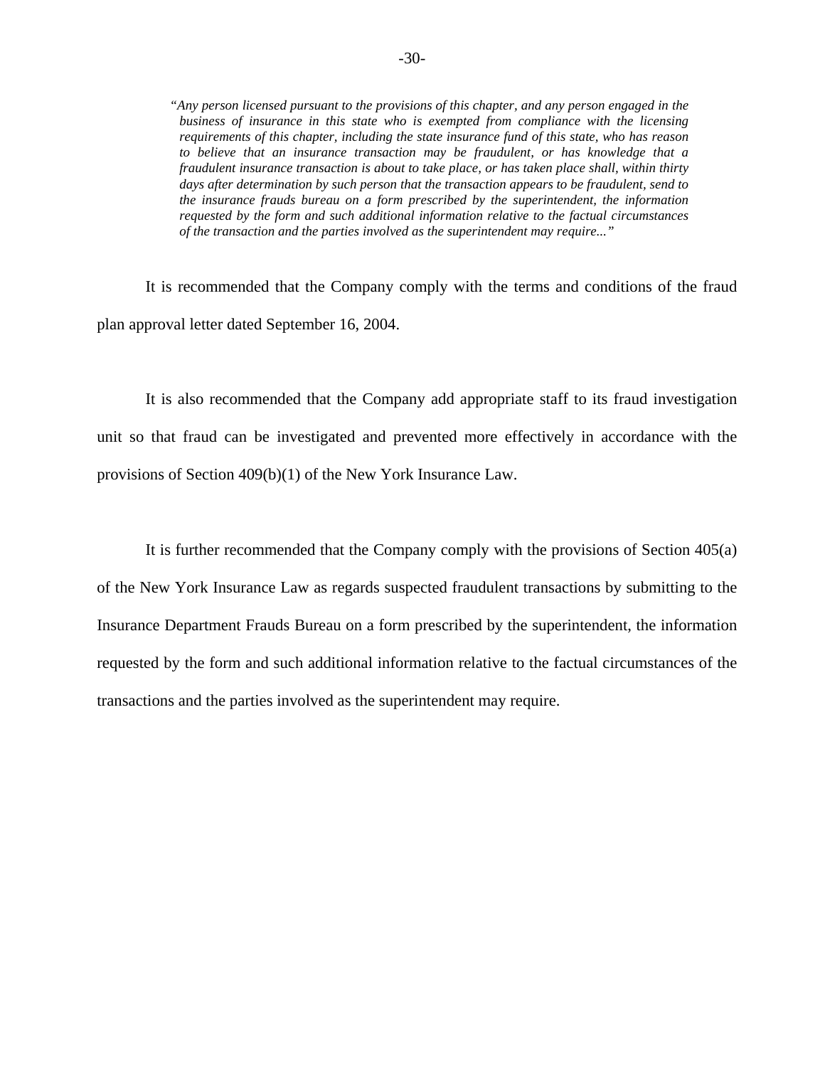> *"Any person licensed pursuant to the provisions of this chapter, and any person engaged in the business of insurance in this state who is exempted from compliance with the licensing requirements of this chapter, including the state insurance fund of this state, who has reason to believe that an insurance transaction may be fraudulent, or has knowledge that a fraudulent insurance transaction is about to take place, or has taken place shall, within thirty days after determination by such person that the transaction appears to be fraudulent, send to the insurance frauds bureau on a form prescribed by the superintendent, the information requested by the form and such additional information relative to the factual circumstances of the transaction and the parties involved as the superintendent may require..."*

It is recommended that the Company comply with the terms and conditions of the fraud plan approval letter dated September 16, 2004.

It is also recommended that the Company add appropriate staff to its fraud investigation unit so that fraud can be investigated and prevented more effectively in accordance with the provisions of Section 409(b)(1) of the New York Insurance Law.

It is further recommended that the Company comply with the provisions of Section 405(a) of the New York Insurance Law as regards suspected fraudulent transactions by submitting to the Insurance Department Frauds Bureau on a form prescribed by the superintendent, the information requested by the form and such additional information relative to the factual circumstances of the transactions and the parties involved as the superintendent may require.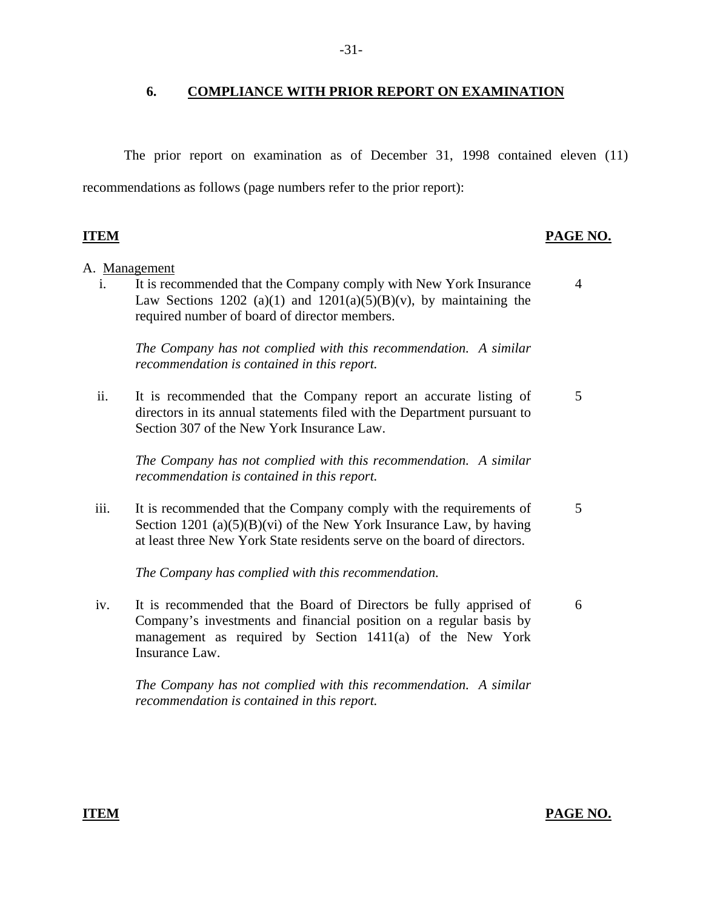## 6. COMPLIANCE WITH PRIOR REPORT ON EXAMINATION

The prior report on examination as of December 31, 1998 contained eleven (11) recommendations as follows (page numbers refer to the prior report):

| **ITEM** | **PAGE NO.** |
|---|---|
| A. Management | |
| i. It is recommended that the Company comply with New York Insurance Law Sections 1202 (a)(1) and 1201(a)(5)(B)(v), by maintaining the required number of board of director members.<br><br>*The Company has not complied with this recommendation. A similar recommendation is contained in this report.* | 4 |
| ii. It is recommended that the Company report an accurate listing of directors in its annual statements filed with the Department pursuant to Section 307 of the New York Insurance Law.<br><br>*The Company has not complied with this recommendation. A similar recommendation is contained in this report.* | 5 |
| iii. It is recommended that the Company comply with the requirements of Section 1201 (a)(5)(B)(vi) of the New York Insurance Law, by having at least three New York State residents serve on the board of directors.<br><br>*The Company has complied with this recommendation.* | 5 |
| iv. It is recommended that the Board of Directors be fully apprised of Company's investments and financial position on a regular basis by management as required by Section 1411(a) of the New York Insurance Law.<br><br>*The Company has not complied with this recommendation. A similar recommendation is contained in this report.* | 6 |

**ITEM** **PAGE NO.**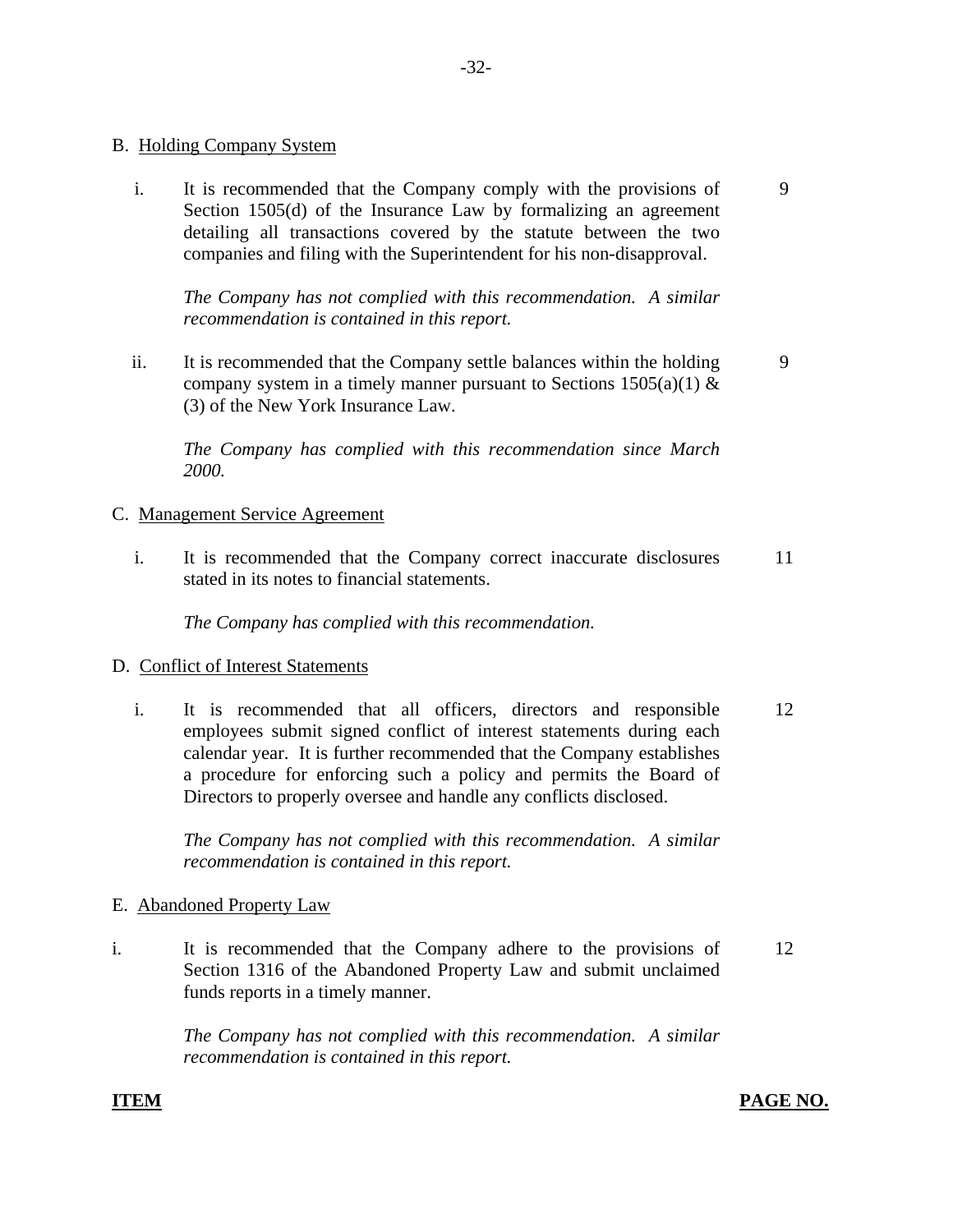B. <u>Holding Company System</u>

| | | |
|---|---|---|
| i. | It is recommended that the Company comply with the provisions of Section 1505(d) of the Insurance Law by formalizing an agreement detailing all transactions covered by the statute between the two companies and filing with the Superintendent for his non-disapproval.<br><br>*The Company has not complied with this recommendation. A similar recommendation is contained in this report.* | 9 |
| ii. | It is recommended that the Company settle balances within the holding company system in a timely manner pursuant to Sections 1505(a)(1) & (3) of the New York Insurance Law.<br><br>*The Company has complied with this recommendation since March 2000.* | 9 |

C. <u>Management Service Agreement</u>

| | | |
|---|---|---|
| i. | It is recommended that the Company correct inaccurate disclosures stated in its notes to financial statements.<br><br>*The Company has complied with this recommendation.* | 11 |

D. <u>Conflict of Interest Statements</u>

| | | |
|---|---|---|
| i. | It is recommended that all officers, directors and responsible employees submit signed conflict of interest statements during each calendar year. It is further recommended that the Company establishes a procedure for enforcing such a policy and permits the Board of Directors to properly oversee and handle any conflicts disclosed.<br><br>*The Company has not complied with this recommendation. A similar recommendation is contained in this report.* | 12 |

E. <u>Abandoned Property Law</u>

| | | |
|---|---|---|
| i. | It is recommended that the Company adhere to the provisions of Section 1316 of the Abandoned Property Law and submit unclaimed funds reports in a timely manner.<br><br>*The Company has not complied with this recommendation. A similar recommendation is contained in this report.* | 12 |

**<u>ITEM</u>** **<u>PAGE NO.</u>**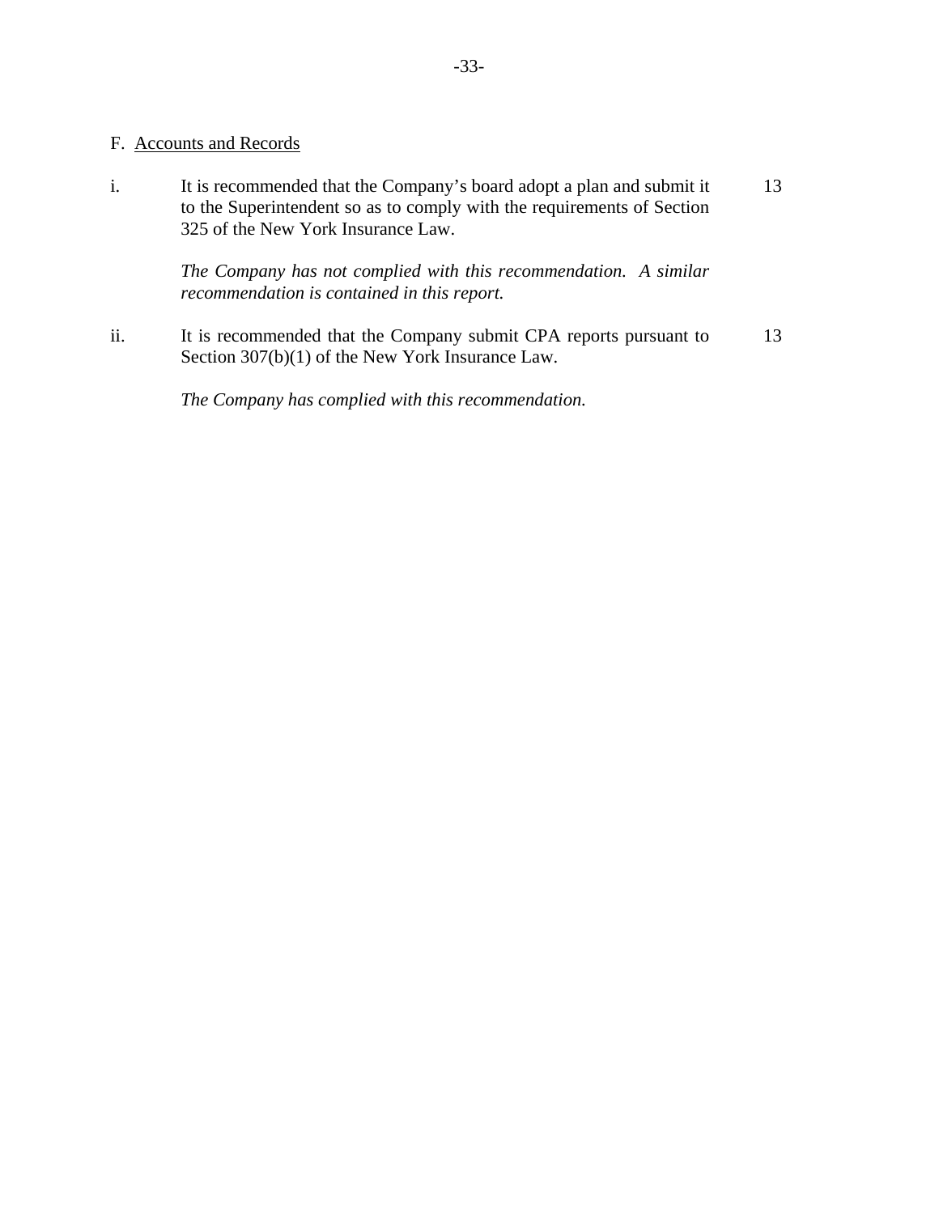F. Accounts and Records

| | | |
|---|---|---|
| i. | It is recommended that the Company's board adopt a plan and submit it to the Superintendent so as to comply with the requirements of Section 325 of the New York Insurance Law.<br><br>*The Company has not complied with this recommendation. A similar recommendation is contained in this report.* | 13 |
| ii. | It is recommended that the Company submit CPA reports pursuant to Section 307(b)(1) of the New York Insurance Law.<br><br>*The Company has complied with this recommendation.* | 13 |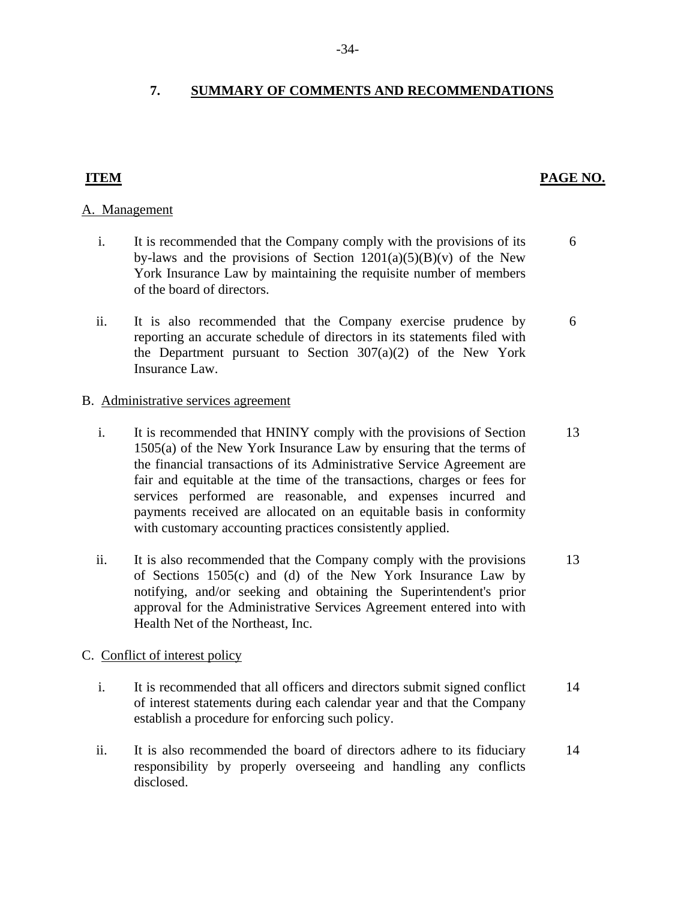## 7. SUMMARY OF COMMENTS AND RECOMMENDATIONS

| ITEM | | PAGE NO. |
|---|---|---|
| A. Management | | |
| i. | It is recommended that the Company comply with the provisions of its by-laws and the provisions of Section 1201(a)(5)(B)(v) of the New York Insurance Law by maintaining the requisite number of members of the board of directors. | 6 |
| ii. | It is also recommended that the Company exercise prudence by reporting an accurate schedule of directors in its statements filed with the Department pursuant to Section 307(a)(2) of the New York Insurance Law. | 6 |
| B. Administrative services agreement | | |
| i. | It is recommended that HNINY comply with the provisions of Section 1505(a) of the New York Insurance Law by ensuring that the terms of the financial transactions of its Administrative Service Agreement are fair and equitable at the time of the transactions, charges or fees for services performed are reasonable, and expenses incurred and payments received are allocated on an equitable basis in conformity with customary accounting practices consistently applied. | 13 |
| ii. | It is also recommended that the Company comply with the provisions of Sections 1505(c) and (d) of the New York Insurance Law by notifying, and/or seeking and obtaining the Superintendent's prior approval for the Administrative Services Agreement entered into with Health Net of the Northeast, Inc. | 13 |
| C. Conflict of interest policy | | |
| i. | It is recommended that all officers and directors submit signed conflict of interest statements during each calendar year and that the Company establish a procedure for enforcing such policy. | 14 |
| ii. | It is also recommended the board of directors adhere to its fiduciary responsibility by properly overseeing and handling any conflicts disclosed. | 14 |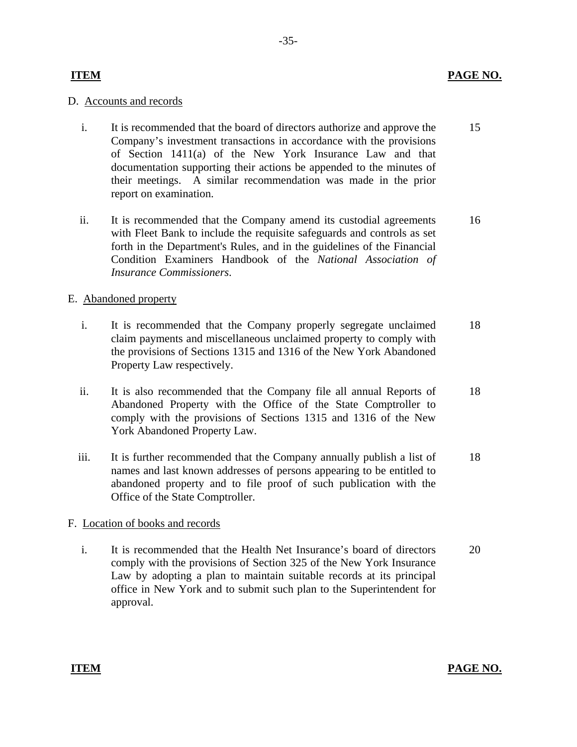| ITEM | PAGE NO. |
|---|---|

D. Accounts and records

| | | |
|---|---|---|
| i. | It is recommended that the board of directors authorize and approve the Company's investment transactions in accordance with the provisions of Section 1411(a) of the New York Insurance Law and that documentation supporting their actions be appended to the minutes of their meetings. A similar recommendation was made in the prior report on examination. | 15 |
| ii. | It is recommended that the Company amend its custodial agreements with Fleet Bank to include the requisite safeguards and controls as set forth in the Department's Rules, and in the guidelines of the Financial Condition Examiners Handbook of the *National Association of Insurance Commissioners*. | 16 |

E. Abandoned property

| | | |
|---|---|---|
| i. | It is recommended that the Company properly segregate unclaimed claim payments and miscellaneous unclaimed property to comply with the provisions of Sections 1315 and 1316 of the New York Abandoned Property Law respectively. | 18 |
| ii. | It is also recommended that the Company file all annual Reports of Abandoned Property with the Office of the State Comptroller to comply with the provisions of Sections 1315 and 1316 of the New York Abandoned Property Law. | 18 |
| iii. | It is further recommended that the Company annually publish a list of names and last known addresses of persons appearing to be entitled to abandoned property and to file proof of such publication with the Office of the State Comptroller. | 18 |

F. Location of books and records

| | | |
|---|---|---|
| i. | It is recommended that the Health Net Insurance's board of directors comply with the provisions of Section 325 of the New York Insurance Law by adopting a plan to maintain suitable records at its principal office in New York and to submit such plan to the Superintendent for approval. | 20 |

| ITEM | PAGE NO. |
|---|---|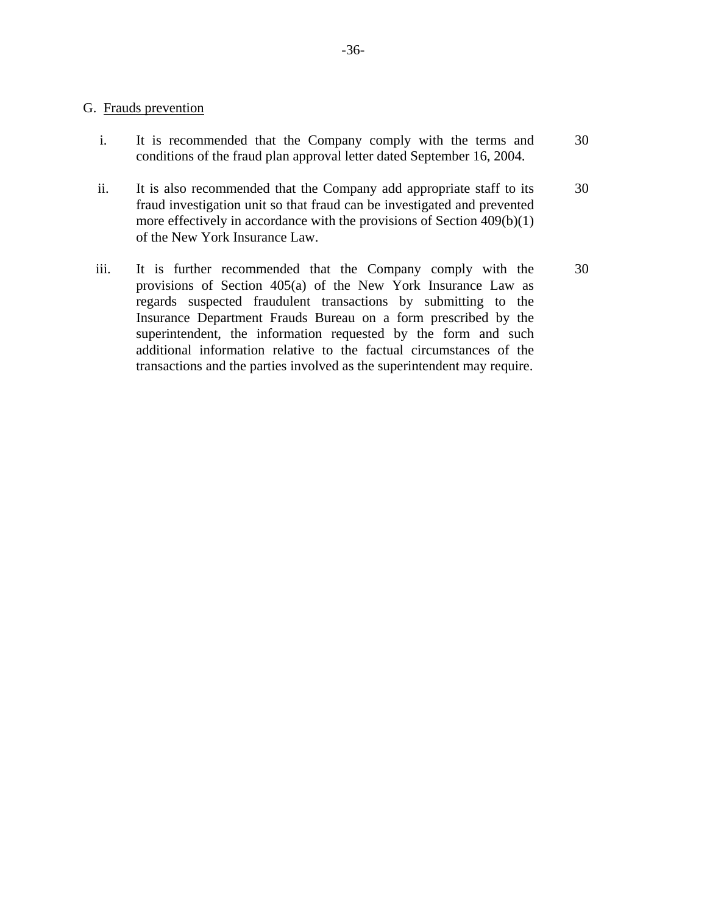G. Frauds prevention

| | | |
|---|---|---|
| i. | It is recommended that the Company comply with the terms and conditions of the fraud plan approval letter dated September 16, 2004. | 30 |
| ii. | It is also recommended that the Company add appropriate staff to its fraud investigation unit so that fraud can be investigated and prevented more effectively in accordance with the provisions of Section 409(b)(1) of the New York Insurance Law. | 30 |
| iii. | It is further recommended that the Company comply with the provisions of Section 405(a) of the New York Insurance Law as regards suspected fraudulent transactions by submitting to the Insurance Department Frauds Bureau on a form prescribed by the superintendent, the information requested by the form and such additional information relative to the factual circumstances of the transactions and the parties involved as the superintendent may require. | 30 |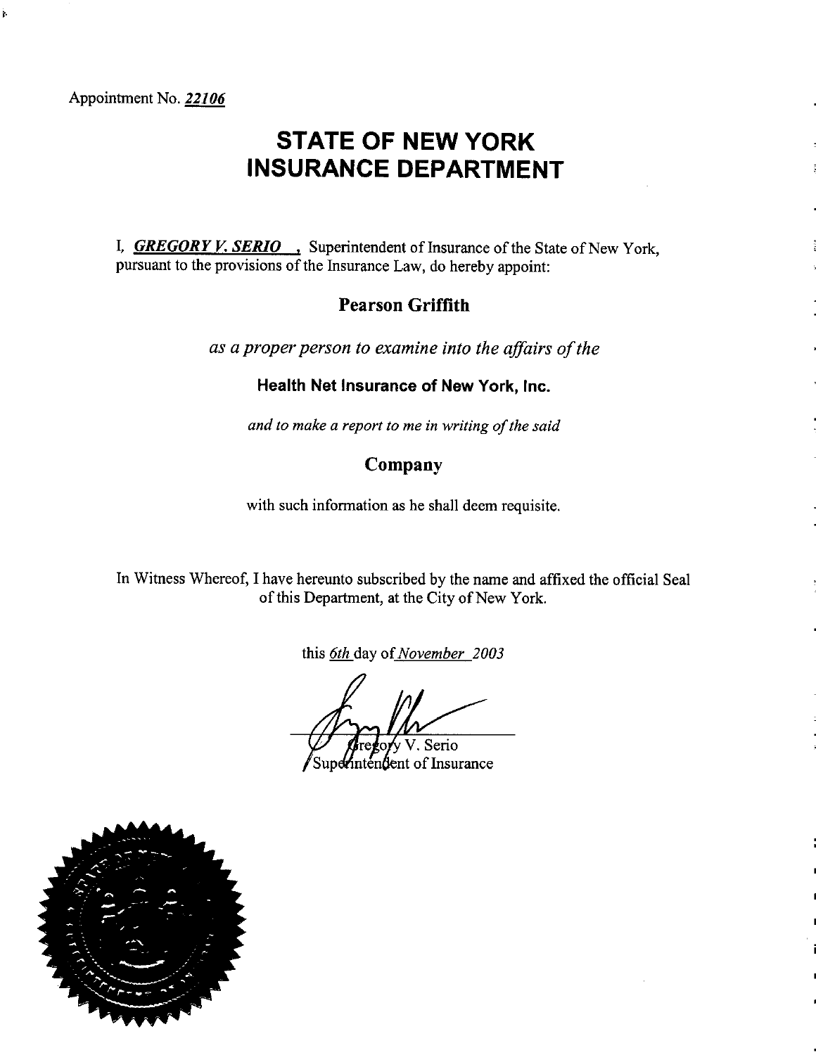Appointment No. *22106*

# STATE OF NEW YORK
# INSURANCE DEPARTMENT

I, ***GREGORY V. SERIO*** , Superintendent of Insurance of the State of New York, pursuant to the provisions of the Insurance Law, do hereby appoint:

**Pearson Griffith**

*as a proper person to examine into the affairs of the*

**Health Net Insurance of New York, Inc.**

*and to make a report to me in writing of the said*

**Company**

with such information as he shall deem requisite.

In Witness Whereof, I have hereunto subscribed by the name and affixed the official Seal of this Department, at the City of New York.

this *6th* day of *November 2003*

Gregory V. Serio
Superintendent of Insurance